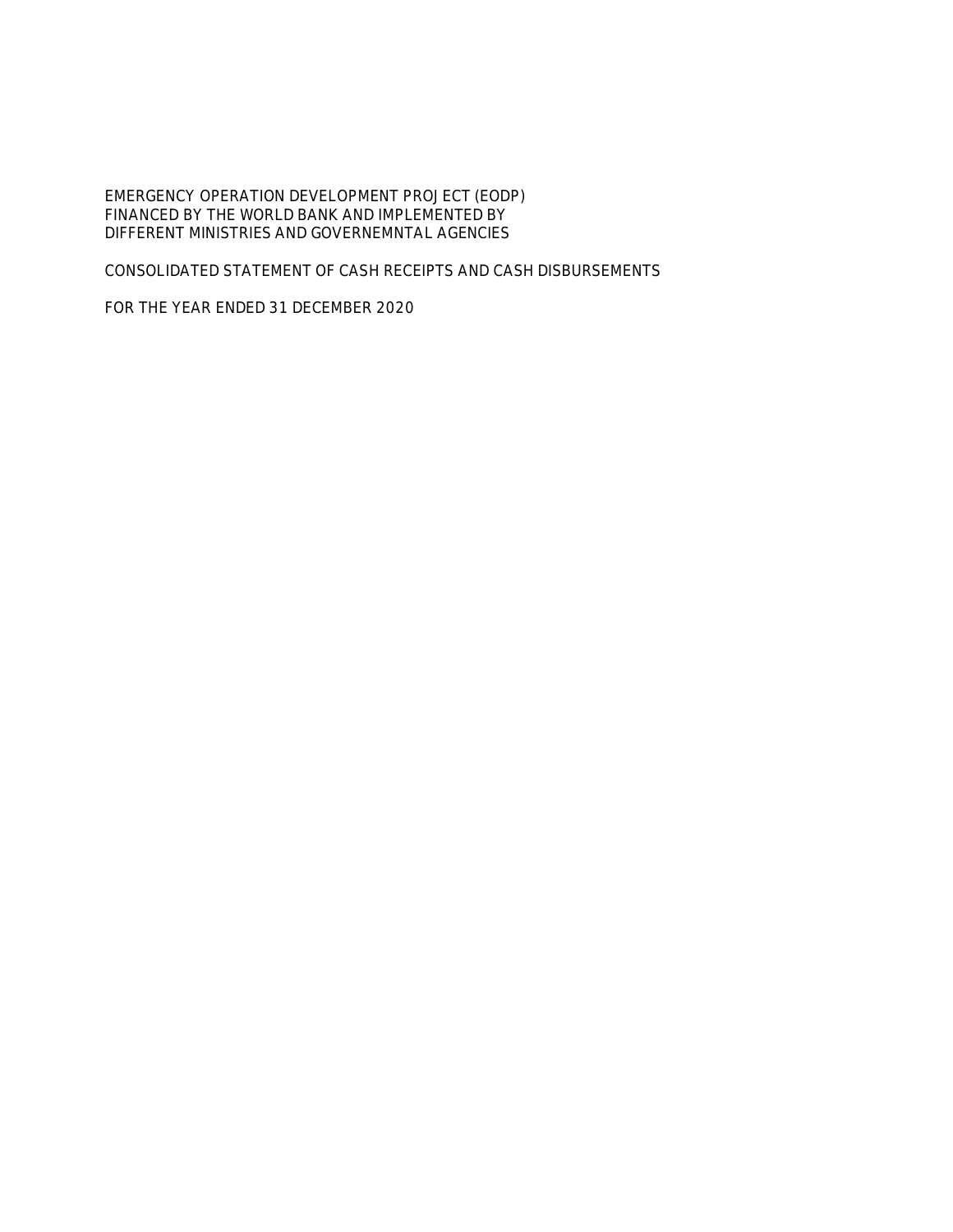EMERGENCY OPERATION DEVELOPMENT PROJECT (EODP)
FINANCED BY THE WORLD BANK AND IMPLEMENTED BY
DIFFERENT MINISTRIES AND GOVERNEMNTAL AGENCIES

CONSOLIDATED STATEMENT OF CASH RECEIPTS AND CASH DISBURSEMENTS

FOR THE YEAR ENDED 31 DECEMBER 2020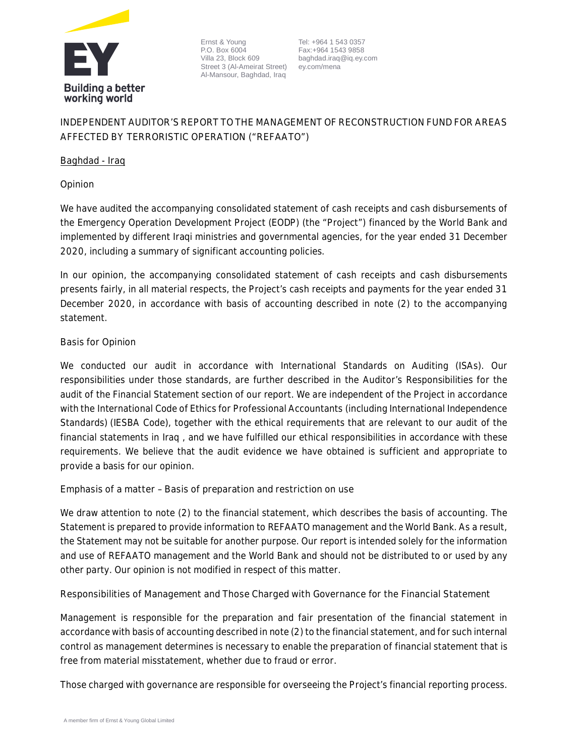Ernst & Young
P.O. Box 6004
Villa 23, Block 609
Street 3 (Al-Ameirat Street)
Al-Mansour, Baghdad, Iraq

Tel: +964 1 543 0357
Fax:+964 1543 9858
baghdad.iraq@iq.ey.com
ey.com/mena

**INDEPENDENT AUDITOR'S REPORT TO THE MANAGEMENT OF RECONSTRUCTION FUND FOR AREAS AFFECTED BY TERRORISTIC OPERATION ("REFAATO")**

Baghdad - Iraq

## Opinion

We have audited the accompanying consolidated statement of cash receipts and cash disbursements of the Emergency Operation Development Project (EODP) (the "Project") financed by the World Bank and implemented by different Iraqi ministries and governmental agencies, for the year ended 31 December 2020, including a summary of significant accounting policies.

In our opinion, the accompanying consolidated statement of cash receipts and cash disbursements presents fairly, in all material respects, the Project's cash receipts and payments for the year ended 31 December 2020, in accordance with basis of accounting described in note (2) to the accompanying statement.

## Basis for Opinion

We conducted our audit in accordance with International Standards on Auditing (ISAs). Our responsibilities under those standards, are further described in the Auditor's Responsibilities for the audit of the Financial Statement section of our report. We are independent of the Project in accordance with the International Code of Ethics for Professional Accountants (including International Independence Standards) (IESBA Code), together with the ethical requirements that are relevant to our audit of the financial statements in Iraq , and we have fulfilled our ethical responsibilities in accordance with these requirements. We believe that the audit evidence we have obtained is sufficient and appropriate to provide a basis for our opinion.

## Emphasis of a matter – Basis of preparation and restriction on use

We draw attention to note (2) to the financial statement, which describes the basis of accounting. The Statement is prepared to provide information to REFAATO management and the World Bank. As a result, the Statement may not be suitable for another purpose. Our report is intended solely for the information and use of REFAATO management and the World Bank and should not be distributed to or used by any other party. Our opinion is not modified in respect of this matter.

## Responsibilities of Management and Those Charged with Governance for the Financial Statement

Management is responsible for the preparation and fair presentation of the financial statement in accordance with basis of accounting described in note (2) to the financial statement, and for such internal control as management determines is necessary to enable the preparation of financial statement that is free from material misstatement, whether due to fraud or error.

Those charged with governance are responsible for overseeing the Project's financial reporting process.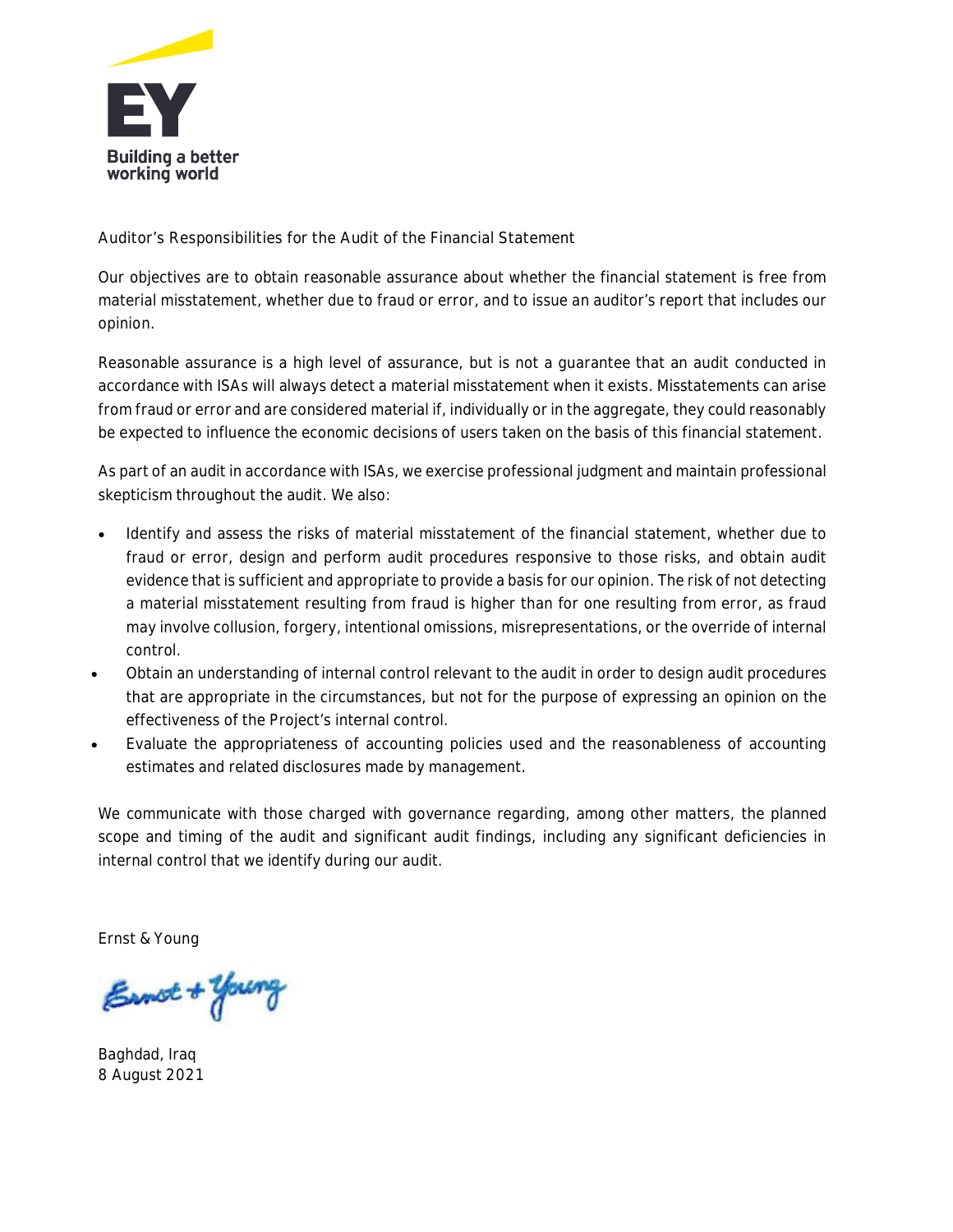Auditor's Responsibilities for the Audit of the Financial Statement

Our objectives are to obtain reasonable assurance about whether the financial statement is free from material misstatement, whether due to fraud or error, and to issue an auditor's report that includes our opinion.

Reasonable assurance is a high level of assurance, but is not a guarantee that an audit conducted in accordance with ISAs will always detect a material misstatement when it exists. Misstatements can arise from fraud or error and are considered material if, individually or in the aggregate, they could reasonably be expected to influence the economic decisions of users taken on the basis of this financial statement.

As part of an audit in accordance with ISAs, we exercise professional judgment and maintain professional skepticism throughout the audit. We also:

- Identify and assess the risks of material misstatement of the financial statement, whether due to fraud or error, design and perform audit procedures responsive to those risks, and obtain audit evidence that is sufficient and appropriate to provide a basis for our opinion. The risk of not detecting a material misstatement resulting from fraud is higher than for one resulting from error, as fraud may involve collusion, forgery, intentional omissions, misrepresentations, or the override of internal control.
- Obtain an understanding of internal control relevant to the audit in order to design audit procedures that are appropriate in the circumstances, but not for the purpose of expressing an opinion on the effectiveness of the Project's internal control.
- Evaluate the appropriateness of accounting policies used and the reasonableness of accounting estimates and related disclosures made by management.

We communicate with those charged with governance regarding, among other matters, the planned scope and timing of the audit and significant audit findings, including any significant deficiencies in internal control that we identify during our audit.

Ernst & Young

Ernst + Young

Baghdad, Iraq
8 August 2021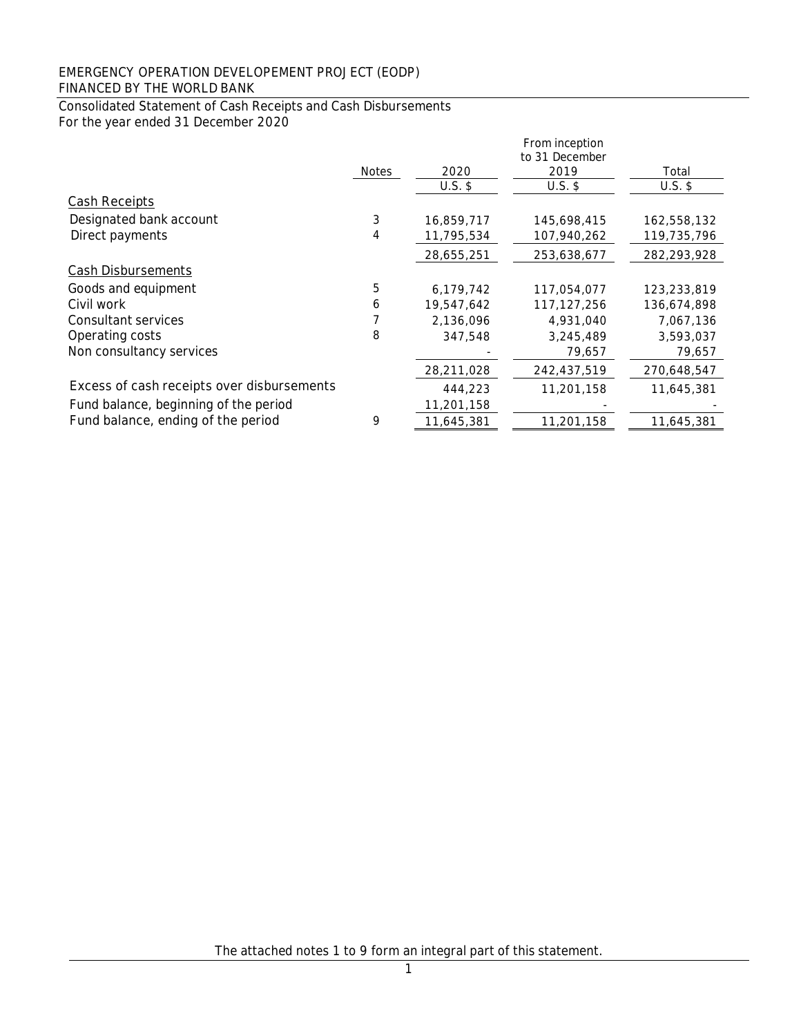EMERGENCY OPERATION DEVELOPEMENT PROJECT (EODP)
FINANCED BY THE WORLD BANK

Consolidated Statement of Cash Receipts and Cash Disbursements
For the year ended 31 December 2020

| | Notes | 2020 | From inception to 31 December 2019 | Total |
|---|---|---|---|---|
| | | U.S. $ | U.S. $ | U.S. $ |
| Cash Receipts | | | | |
| Designated bank account | 3 | 16,859,717 | 145,698,415 | 162,558,132 |
| Direct payments | 4 | 11,795,534 | 107,940,262 | 119,735,796 |
| | | 28,655,251 | 253,638,677 | 282,293,928 |
| Cash Disbursements | | | | |
| Goods and equipment | 5 | 6,179,742 | 117,054,077 | 123,233,819 |
| Civil work | 6 | 19,547,642 | 117,127,256 | 136,674,898 |
| Consultant services | 7 | 2,136,096 | 4,931,040 | 7,067,136 |
| Operating costs | 8 | 347,548 | 3,245,489 | 3,593,037 |
| Non consultancy services | | - | 79,657 | 79,657 |
| | | 28,211,028 | 242,437,519 | 270,648,547 |
| Excess of cash receipts over disbursements | | 444,223 | 11,201,158 | 11,645,381 |
| Fund balance, beginning of the period | | 11,201,158 | - | - |
| Fund balance, ending of the period | 9 | 11,645,381 | 11,201,158 | 11,645,381 |

The attached notes 1 to 9 form an integral part of this statement.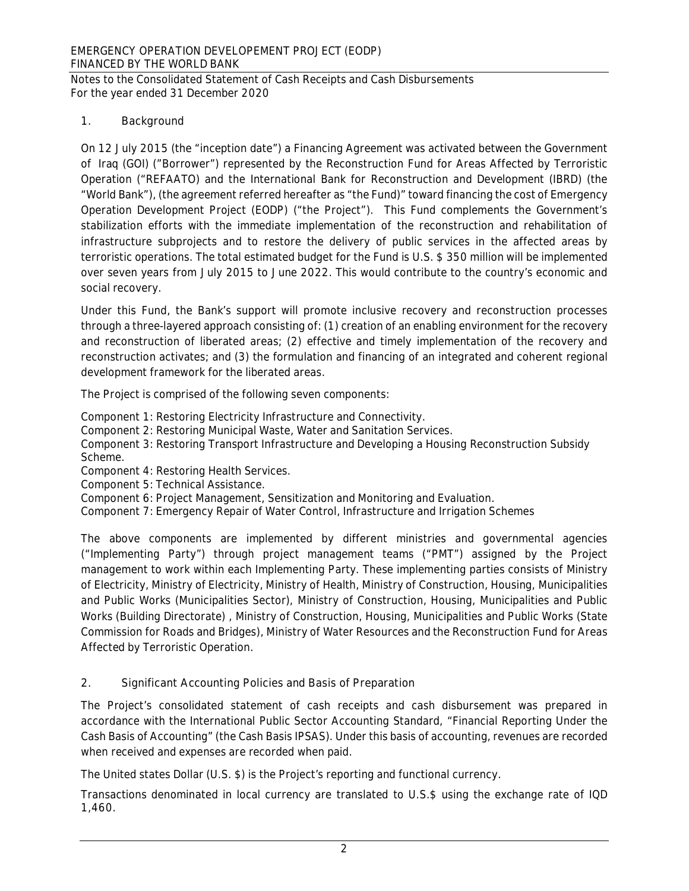EMERGENCY OPERATION DEVELEPOMENT PROJECT (EODP)
FINANCED BY THE WORLD BANK

Notes to the Consolidated Statement of Cash Receipts and Cash Disbursements
For the year ended 31 December 2020

## 1. Background

On 12 July 2015 (the "inception date") a Financing Agreement was activated between the Government of Iraq (GOI) ("Borrower") represented by the Reconstruction Fund for Areas Affected by Terroristic Operation ("REFAATO) and the International Bank for Reconstruction and Development (IBRD) (the "World Bank"), (the agreement referred hereafter as "the Fund)" toward financing the cost of Emergency Operation Development Project (EODP) ("the Project"). This Fund complements the Government's stabilization efforts with the immediate implementation of the reconstruction and rehabilitation of infrastructure subprojects and to restore the delivery of public services in the affected areas by terroristic operations. The total estimated budget for the Fund is U.S. $ 350 million will be implemented over seven years from July 2015 to June 2022. This would contribute to the country's economic and social recovery.

Under this Fund, the Bank's support will promote inclusive recovery and reconstruction processes through a three-layered approach consisting of: (1) creation of an enabling environment for the recovery and reconstruction of liberated areas; (2) effective and timely implementation of the recovery and reconstruction activates; and (3) the formulation and financing of an integrated and coherent regional development framework for the liberated areas.

The Project is comprised of the following seven components:

Component 1: Restoring Electricity Infrastructure and Connectivity.
Component 2: Restoring Municipal Waste, Water and Sanitation Services.
Component 3: Restoring Transport Infrastructure and Developing a Housing Reconstruction Subsidy Scheme.
Component 4: Restoring Health Services.
Component 5: Technical Assistance.
Component 6: Project Management, Sensitization and Monitoring and Evaluation.
Component 7: Emergency Repair of Water Control, Infrastructure and Irrigation Schemes

The above components are implemented by different ministries and governmental agencies ("Implementing Party") through project management teams ("PMT") assigned by the Project management to work within each Implementing Party. These implementing parties consists of Ministry of Electricity, Ministry of Electricity, Ministry of Health, Ministry of Construction, Housing, Municipalities and Public Works (Municipalities Sector), Ministry of Construction, Housing, Municipalities and Public Works (Building Directorate) , Ministry of Construction, Housing, Municipalities and Public Works (State Commission for Roads and Bridges), Ministry of Water Resources and the Reconstruction Fund for Areas Affected by Terroristic Operation.

## 2. Significant Accounting Policies and Basis of Preparation

The Project's consolidated statement of cash receipts and cash disbursement was prepared in accordance with the International Public Sector Accounting Standard, "Financial Reporting Under the Cash Basis of Accounting" (the Cash Basis IPSAS). Under this basis of accounting, revenues are recorded when received and expenses are recorded when paid.

The United states Dollar (U.S. $) is the Project's reporting and functional currency.

Transactions denominated in local currency are translated to U.S.$ using the exchange rate of IQD 1,460.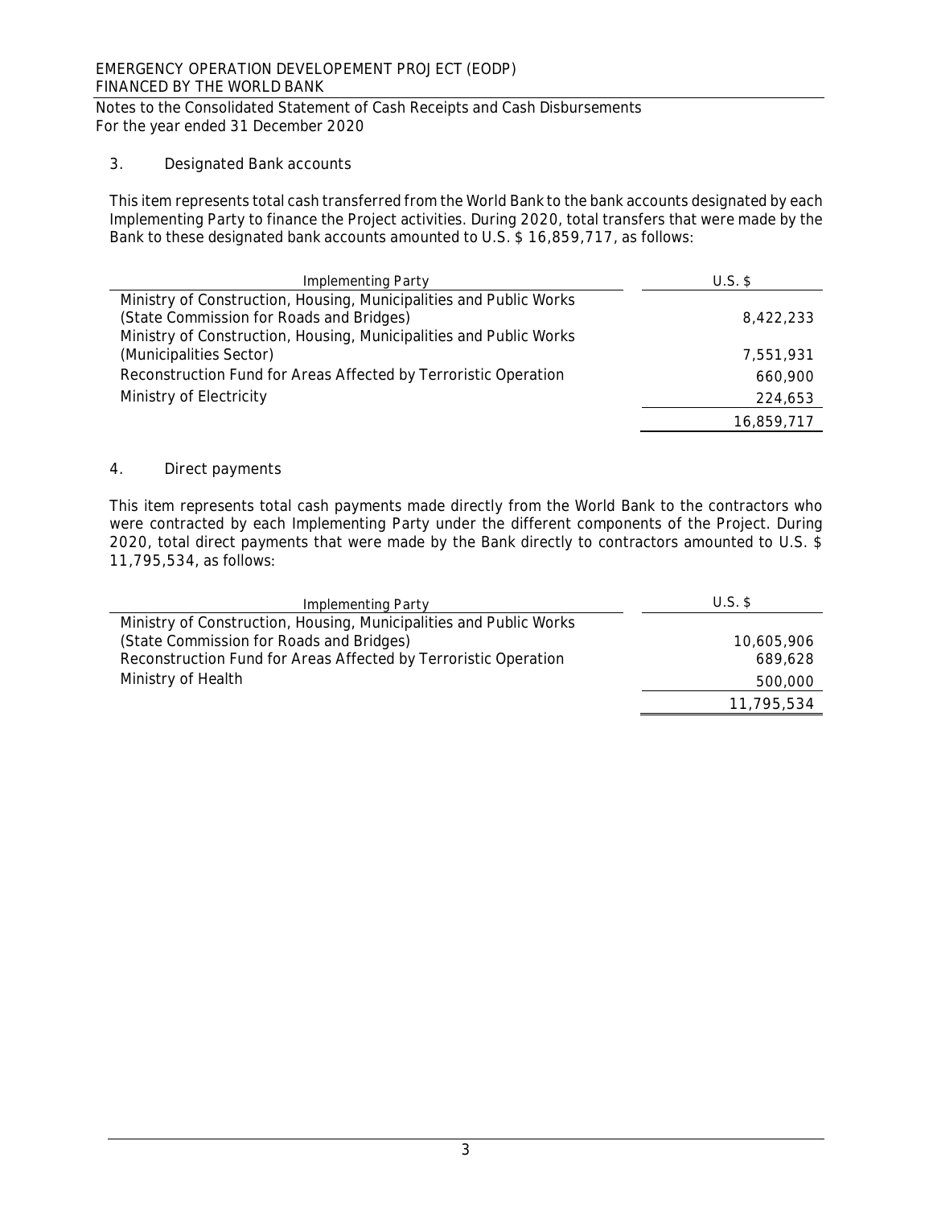EMERGENCY OPERATION DEVELEOPEMENT PROJECT (EODP)
FINANCED BY THE WORLD BANK

Notes to the Consolidated Statement of Cash Receipts and Cash Disbursements
For the year ended 31 December 2020

## 3. Designated Bank accounts

This item represents total cash transferred from the World Bank to the bank accounts designated by each Implementing Party to finance the Project activities. During 2020, total transfers that were made by the Bank to these designated bank accounts amounted to U.S. $ 16,859,717, as follows:

| Implementing Party | U.S. $ |
|---|---|
| Ministry of Construction, Housing, Municipalities and Public Works (State Commission for Roads and Bridges) | 8,422,233 |
| Ministry of Construction, Housing, Municipalities and Public Works (Municipalities Sector) | 7,551,931 |
| Reconstruction Fund for Areas Affected by Terroristic Operation | 660,900 |
| Ministry of Electricity | 224,653 |
| | 16,859,717 |

## 4. Direct payments

This item represents total cash payments made directly from the World Bank to the contractors who were contracted by each Implementing Party under the different components of the Project. During 2020, total direct payments that were made by the Bank directly to contractors amounted to U.S. $ 11,795,534, as follows:

| Implementing Party | U.S. $ |
|---|---|
| Ministry of Construction, Housing, Municipalities and Public Works (State Commission for Roads and Bridges) | 10,605,906 |
| Reconstruction Fund for Areas Affected by Terroristic Operation | 689,628 |
| Ministry of Health | 500,000 |
| | 11,795,534 |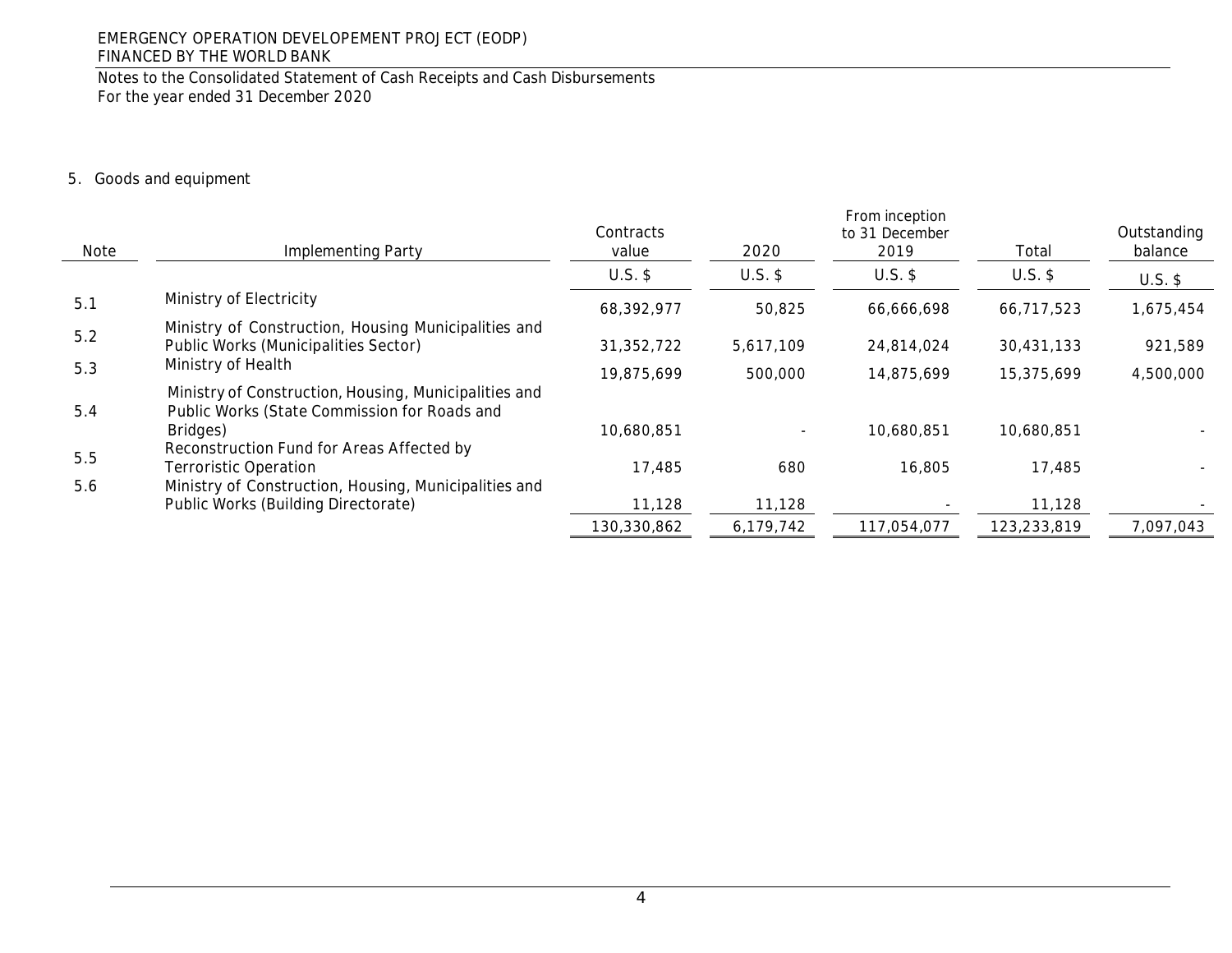EMERGENCY OPERATION DEVELOPEMENT PROJECT (EODP)
FINANCED BY THE WORLD BANK

Notes to the Consolidated Statement of Cash Receipts and Cash Disbursements
For the year ended 31 December 2020

5. Goods and equipment

| Note | Implementing Party | Contracts value | 2020 | From inception to 31 December 2019 | Total | Outstanding balance |
|---|---|---|---|---|---|---|
| | | U.S. $ | U.S. $ | U.S. $ | U.S. $ | U.S. $ |
| 5.1 | Ministry of Electricity | 68,392,977 | 50,825 | 66,666,698 | 66,717,523 | 1,675,454 |
| 5.2 | Ministry of Construction, Housing Municipalities and Public Works (Municipalities Sector) | 31,352,722 | 5,617,109 | 24,814,024 | 30,431,133 | 921,589 |
| 5.3 | Ministry of Health | 19,875,699 | 500,000 | 14,875,699 | 15,375,699 | 4,500,000 |
| 5.4 | Ministry of Construction, Housing, Municipalities and Public Works (State Commission for Roads and Bridges) | 10,680,851 | - | 10,680,851 | 10,680,851 | - |
| 5.5 | Reconstruction Fund for Areas Affected by Terroristic Operation | 17,485 | 680 | 16,805 | 17,485 | - |
| 5.6 | Ministry of Construction, Housing, Municipalities and Public Works (Building Directorate) | 11,128 | 11,128 | - | 11,128 | - |
| | | 130,330,862 | 6,179,742 | 117,054,077 | 123,233,819 | 7,097,043 |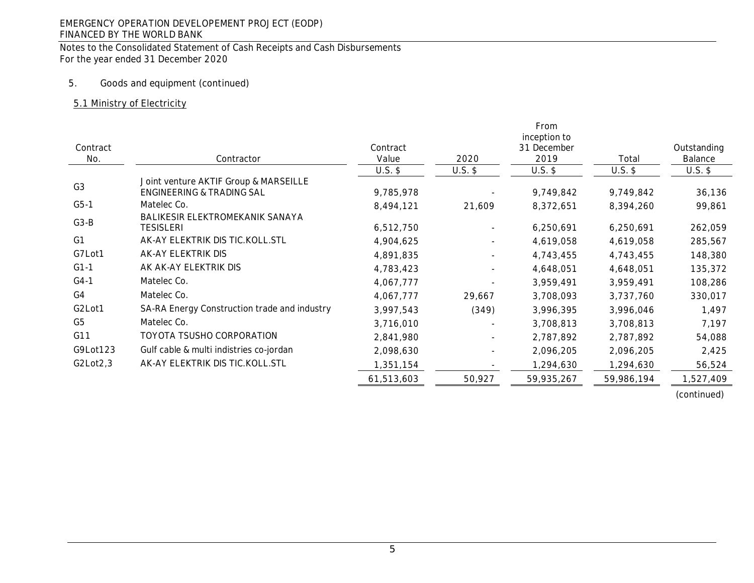EMERGENCY OPERATION DEVELOPEMENT PROJECT (EODP)
FINANCED BY THE WORLD BANK

Notes to the Consolidated Statement of Cash Receipts and Cash Disbursements
For the year ended 31 December 2020

5. Goods and equipment (continued)

5.1 Ministry of Electricity

| Contract No. | Contractor | Contract Value | 2020 | From inception to 31 December 2019 | Total | Outstanding Balance |
|---|---|---|---|---|---|---|
| | | U.S. $ | U.S. $ | U.S. $ | U.S. $ | U.S. $ |
| G3 | Joint venture AKTIF Group & MARSEILLE ENGINEERING & TRADING SAL | 9,785,978 | - | 9,749,842 | 9,749,842 | 36,136 |
| G5-1 | Matelec Co. | 8,494,121 | 21,609 | 8,372,651 | 8,394,260 | 99,861 |
| G3-B | BALIKESIR ELEKTROMEKANIK SANAYA TESISLERI | 6,512,750 | - | 6,250,691 | 6,250,691 | 262,059 |
| G1 | AK-AY ELEKTRIK DIS TIC.KOLL.STL | 4,904,625 | - | 4,619,058 | 4,619,058 | 285,567 |
| G7Lot1 | AK-AY ELEKTRIK DIS | 4,891,835 | - | 4,743,455 | 4,743,455 | 148,380 |
| G1-1 | AK AK-AY ELEKTRIK DIS | 4,783,423 | - | 4,648,051 | 4,648,051 | 135,372 |
| G4-1 | Matelec Co. | 4,067,777 | - | 3,959,491 | 3,959,491 | 108,286 |
| G4 | Matelec Co. | 4,067,777 | 29,667 | 3,708,093 | 3,737,760 | 330,017 |
| G2Lot1 | SA-RA Energy Construction trade and industry | 3,997,543 | (349) | 3,996,395 | 3,996,046 | 1,497 |
| G5 | Matelec Co. | 3,716,010 | - | 3,708,813 | 3,708,813 | 7,197 |
| G11 | TOYOTA TSUSHO CORPORATION | 2,841,980 | - | 2,787,892 | 2,787,892 | 54,088 |
| G9Lot123 | Gulf cable & multi indistries co-jordan | 2,098,630 | - | 2,096,205 | 2,096,205 | 2,425 |
| G2Lot2,3 | AK-AY ELEKTRIK DIS TIC.KOLL.STL | 1,351,154 | - | 1,294,630 | 1,294,630 | 56,524 |
| | | 61,513,603 | 50,927 | 59,935,267 | 59,986,194 | 1,527,409 |

(continued)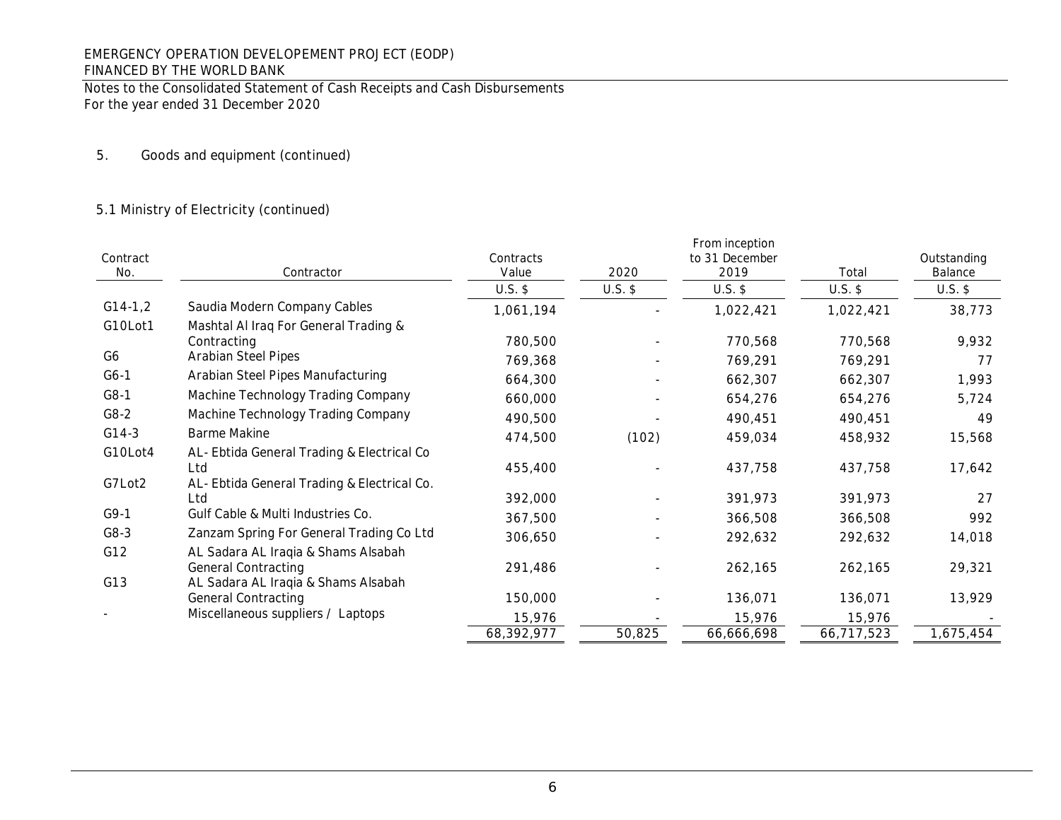EMERGENCY OPERATION DEVELOPEMENT PROJECT (EODP)
FINANCED BY THE WORLD BANK

Notes to the Consolidated Statement of Cash Receipts and Cash Disbursements
For the year ended 31 December 2020

5. Goods and equipment (continued)

5.1 Ministry of Electricity (continued)

| Contract No. | Contractor | Contracts Value | 2020 | From inception to 31 December 2019 | Total | Outstanding Balance |
|---|---|---|---|---|---|---|
| | | U.S. $ | U.S. $ | U.S. $ | U.S. $ | U.S. $ |
| G14-1,2 | Saudia Modern Company Cables | 1,061,194 | - | 1,022,421 | 1,022,421 | 38,773 |
| G10Lot1 | Mashtal Al Iraq For General Trading & Contracting | 780,500 | - | 770,568 | 770,568 | 9,932 |
| G6 | Arabian Steel Pipes | 769,368 | - | 769,291 | 769,291 | 77 |
| G6-1 | Arabian Steel Pipes Manufacturing | 664,300 | - | 662,307 | 662,307 | 1,993 |
| G8-1 | Machine Technology Trading Company | 660,000 | - | 654,276 | 654,276 | 5,724 |
| G8-2 | Machine Technology Trading Company | 490,500 | - | 490,451 | 490,451 | 49 |
| G14-3 | Barme Makine | 474,500 | (102) | 459,034 | 458,932 | 15,568 |
| G10Lot4 | AL- Ebtida General Trading & Electrical Co Ltd | 455,400 | - | 437,758 | 437,758 | 17,642 |
| G7Lot2 | AL- Ebtida General Trading & Electrical Co. Ltd | 392,000 | - | 391,973 | 391,973 | 27 |
| G9-1 | Gulf Cable & Multi Industries Co. | 367,500 | - | 366,508 | 366,508 | 992 |
| G8-3 | Zanzam Spring For General Trading Co Ltd | 306,650 | - | 292,632 | 292,632 | 14,018 |
| G12 | AL Sadara AL Iraqia & Shams Alsabah General Contracting | 291,486 | - | 262,165 | 262,165 | 29,321 |
| G13 | AL Sadara AL Iraqia & Shams Alsabah General Contracting | 150,000 | - | 136,071 | 136,071 | 13,929 |
| - | Miscellaneous suppliers / Laptops | 15,976 | - | 15,976 | 15,976 | - |
| | | 68,392,977 | 50,825 | 66,666,698 | 66,717,523 | 1,675,454 |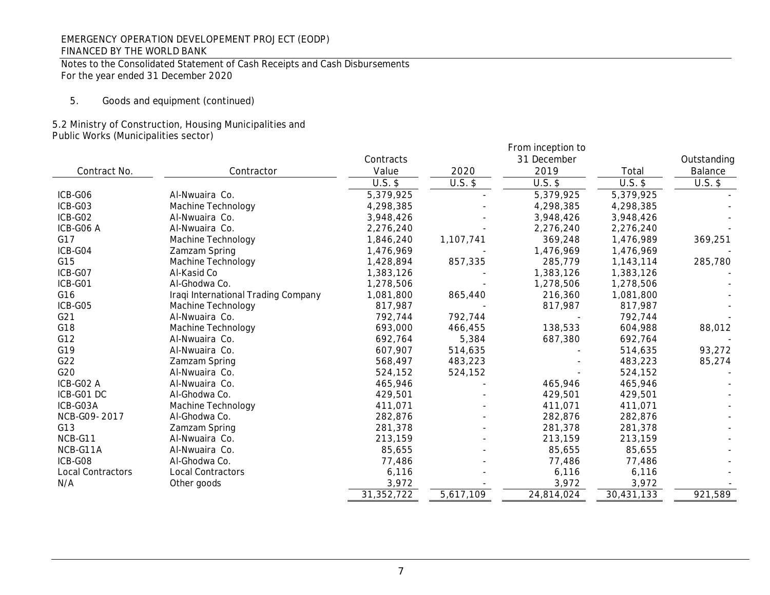EMERGENCY OPERATION DEVELOPEMENT PROJECT (EODP)
FINANCED BY THE WORLD BANK

Notes to the Consolidated Statement of Cash Receipts and Cash Disbursements
For the year ended 31 December 2020

5. Goods and equipment (continued)

5.2 Ministry of Construction, Housing Municipalities and Public Works (Municipalities sector)

| Contract No. | Contractor | Contracts Value | 2020 | From inception to 31 December 2019 | Total | Outstanding Balance |
|---|---|---|---|---|---|---|
| | | U.S. $ | U.S. $ | U.S. $ | U.S. $ | U.S. $ |
| ICB-G06 | Al-Nwuaira Co. | 5,379,925 | - | 5,379,925 | 5,379,925 | - |
| ICB-G03 | Machine Technology | 4,298,385 | - | 4,298,385 | 4,298,385 | - |
| ICB-G02 | Al-Nwuaira Co. | 3,948,426 | - | 3,948,426 | 3,948,426 | - |
| ICB-G06 A | Al-Nwuaira Co. | 2,276,240 | - | 2,276,240 | 2,276,240 | - |
| G17 | Machine Technology | 1,846,240 | 1,107,741 | 369,248 | 1,476,989 | 369,251 |
| ICB-G04 | Zamzam Spring | 1,476,969 | - | 1,476,969 | 1,476,969 | - |
| G15 | Machine Technology | 1,428,894 | 857,335 | 285,779 | 1,143,114 | 285,780 |
| ICB-G07 | Al-Kasid Co | 1,383,126 | - | 1,383,126 | 1,383,126 | - |
| ICB-G01 | Al-Ghodwa Co. | 1,278,506 | - | 1,278,506 | 1,278,506 | - |
| G16 | Iraqi International Trading Company | 1,081,800 | 865,440 | 216,360 | 1,081,800 | - |
| ICB-G05 | Machine Technology | 817,987 | - | 817,987 | 817,987 | - |
| G21 | Al-Nwuaira Co. | 792,744 | 792,744 | - | 792,744 | - |
| G18 | Machine Technology | 693,000 | 466,455 | 138,533 | 604,988 | 88,012 |
| G12 | Al-Nwuaira Co. | 692,764 | 5,384 | 687,380 | 692,764 | - |
| G19 | Al-Nwuaira Co. | 607,907 | 514,635 | - | 514,635 | 93,272 |
| G22 | Zamzam Spring | 568,497 | 483,223 | - | 483,223 | 85,274 |
| G20 | Al-Nwuaira Co. | 524,152 | 524,152 | - | 524,152 | - |
| ICB-G02 A | Al-Nwuaira Co. | 465,946 | - | 465,946 | 465,946 | - |
| ICB-G01 DC | Al-Ghodwa Co. | 429,501 | - | 429,501 | 429,501 | - |
| ICB-G03A | Machine Technology | 411,071 | - | 411,071 | 411,071 | - |
| NCB-G09-2017 | Al-Ghodwa Co. | 282,876 | - | 282,876 | 282,876 | - |
| G13 | Zamzam Spring | 281,378 | - | 281,378 | 281,378 | - |
| NCB-G11 | Al-Nwuaira Co. | 213,159 | - | 213,159 | 213,159 | - |
| NCB-G11A | Al-Nwuaira Co. | 85,655 | - | 85,655 | 85,655 | - |
| ICB-G08 | Al-Ghodwa Co. | 77,486 | - | 77,486 | 77,486 | - |
| Local Contractors | Local Contractors | 6,116 | - | 6,116 | 6,116 | - |
| N/A | Other goods | 3,972 | - | 3,972 | 3,972 | - |
| | | 31,352,722 | 5,617,109 | 24,814,024 | 30,431,133 | 921,589 |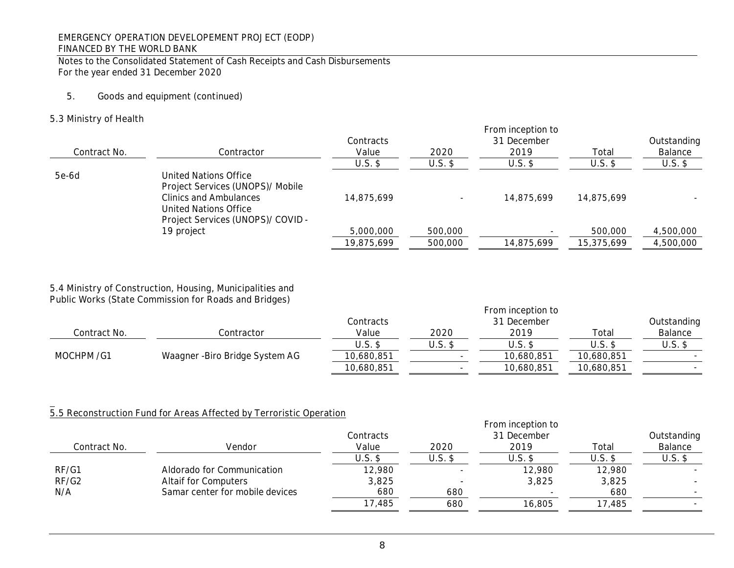Notes to the Consolidated Statement of Cash Receipts and Cash Disbursements
For the year ended 31 December 2020

5. Goods and equipment (continued)

### 5.3 Ministry of Health

| Contract No. | Contractor | Contracts Value | 2020 | From inception to 31 December 2019 | Total | Outstanding Balance |
|---|---|---|---|---|---|---|
| | | U.S. $ | U.S. $ | U.S. $ | U.S. $ | U.S. $ |
| 5e-6d | United Nations Office Project Services (UNOPS)/ Mobile Clinics and Ambulances | 14,875,699 | - | 14,875,699 | 14,875,699 | - |
| | United Nations Office Project Services (UNOPS)/ COVID -19 project | 5,000,000 | 500,000 | - | 500,000 | 4,500,000 |
| | | 19,875,699 | 500,000 | 14,875,699 | 15,375,699 | 4,500,000 |

### 5.4 Ministry of Construction, Housing, Municipalities and Public Works (State Commission for Roads and Bridges)

| Contract No. | Contractor | Contracts Value | 2020 | From inception to 31 December 2019 | Total | Outstanding Balance |
|---|---|---|---|---|---|---|
| | | U.S. $ | U.S. $ | U.S. $ | U.S. $ | U.S. $ |
| MOCHPM /G1 | Waagner -Biro Bridge System AG | 10,680,851 | - | 10,680,851 | 10,680,851 | - |
| | | 10,680,851 | - | 10,680,851 | 10,680,851 | - |

### 5.5 Reconstruction Fund for Areas Affected by Terroristic Operation

| Contract No. | Vendor | Contracts Value | 2020 | From inception to 31 December 2019 | Total | Outstanding Balance |
|---|---|---|---|---|---|---|
| | | U.S. $ | U.S. $ | U.S. $ | U.S. $ | U.S. $ |
| RF/G1 | Aldorado for Communication | 12,980 | - | 12,980 | 12,980 | - |
| RF/G2 | Altaif for Computers | 3,825 | - | 3,825 | 3,825 | - |
| N/A | Samar center for mobile devices | 680 | 680 | - | 680 | - |
| | | 17,485 | 680 | 16,805 | 17,485 | - |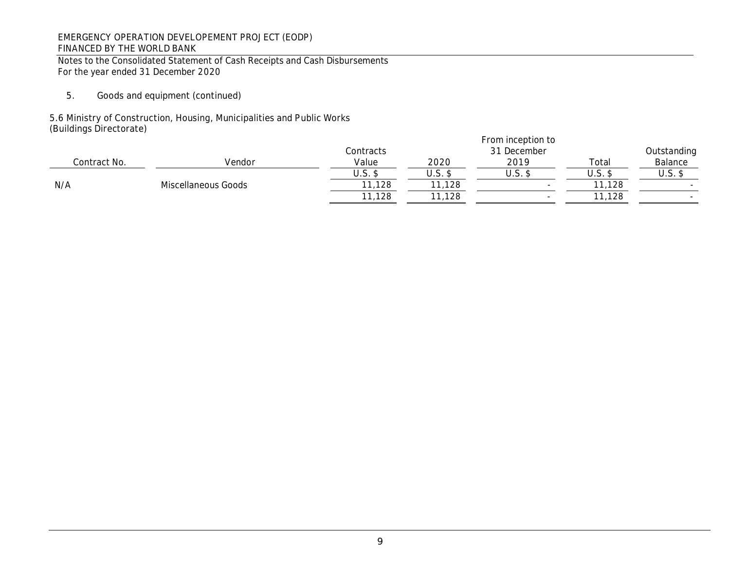EMERGENCY OPERATION DEVELOPEMENT PROJECT (EODP)
FINANCED BY THE WORLD BANK

Notes to the Consolidated Statement of Cash Receipts and Cash Disbursements
For the year ended 31 December 2020

5. Goods and equipment (continued)

5.6 Ministry of Construction, Housing, Municipalities and Public Works
(Buildings Directorate)

| Contract No. | Vendor | Contracts Value | 2020 | From inception to 31 December 2019 | Total | Outstanding Balance |
|---|---|---|---|---|---|---|
| | | U.S. $ | U.S. $ | U.S. $ | U.S. $ | U.S. $ |
| N/A | Miscellaneous Goods | 11,128 | 11,128 | - | 11,128 | - |
| | | 11,128 | 11,128 | - | 11,128 | - |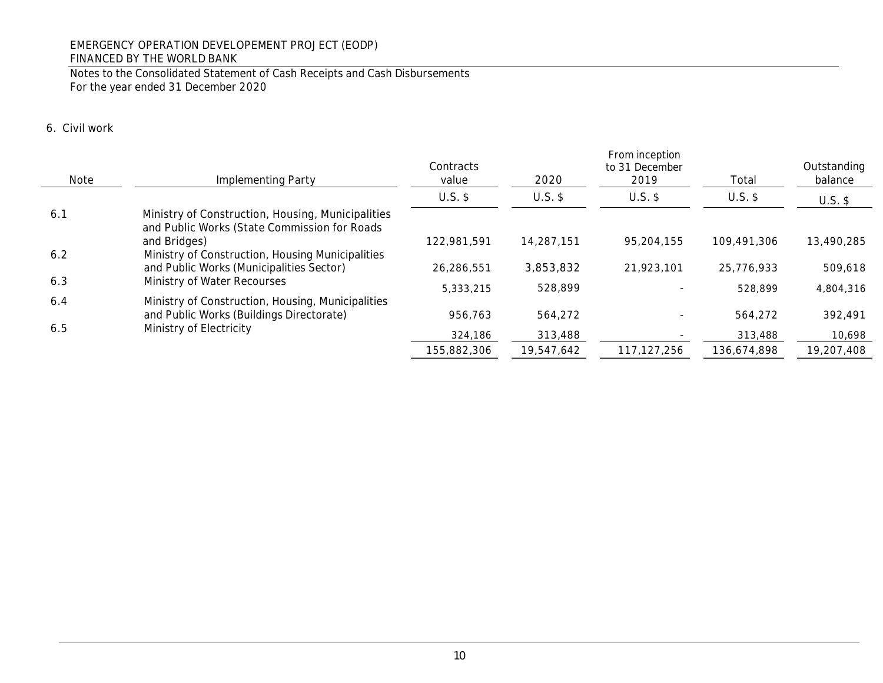EMERGENCY OPERATION DEVELOPEMENT PROJECT (EODP)
FINANCED BY THE WORLD BANK

Notes to the Consolidated Statement of Cash Receipts and Cash Disbursements
For the year ended 31 December 2020

## 6. Civil work

| Note | Implementing Party | Contracts value | 2020 | From inception to 31 December 2019 | Total | Outstanding balance |
|---|---|---|---|---|---|---|
| | | U.S. $ | U.S. $ | U.S. $ | U.S. $ | U.S. $ |
| 6.1 | Ministry of Construction, Housing, Municipalities and Public Works (State Commission for Roads and Bridges) | 122,981,591 | 14,287,151 | 95,204,155 | 109,491,306 | 13,490,285 |
| 6.2 | Ministry of Construction, Housing Municipalities and Public Works (Municipalities Sector) | 26,286,551 | 3,853,832 | 21,923,101 | 25,776,933 | 509,618 |
| 6.3 | Ministry of Water Recourses | 5,333,215 | 528,899 | - | 528,899 | 4,804,316 |
| 6.4 | Ministry of Construction, Housing, Municipalities and Public Works (Buildings Directorate) | 956,763 | 564,272 | - | 564,272 | 392,491 |
| 6.5 | Ministry of Electricity | 324,186 | 313,488 | - | 313,488 | 10,698 |
| | | 155,882,306 | 19,547,642 | 117,127,256 | 136,674,898 | 19,207,408 |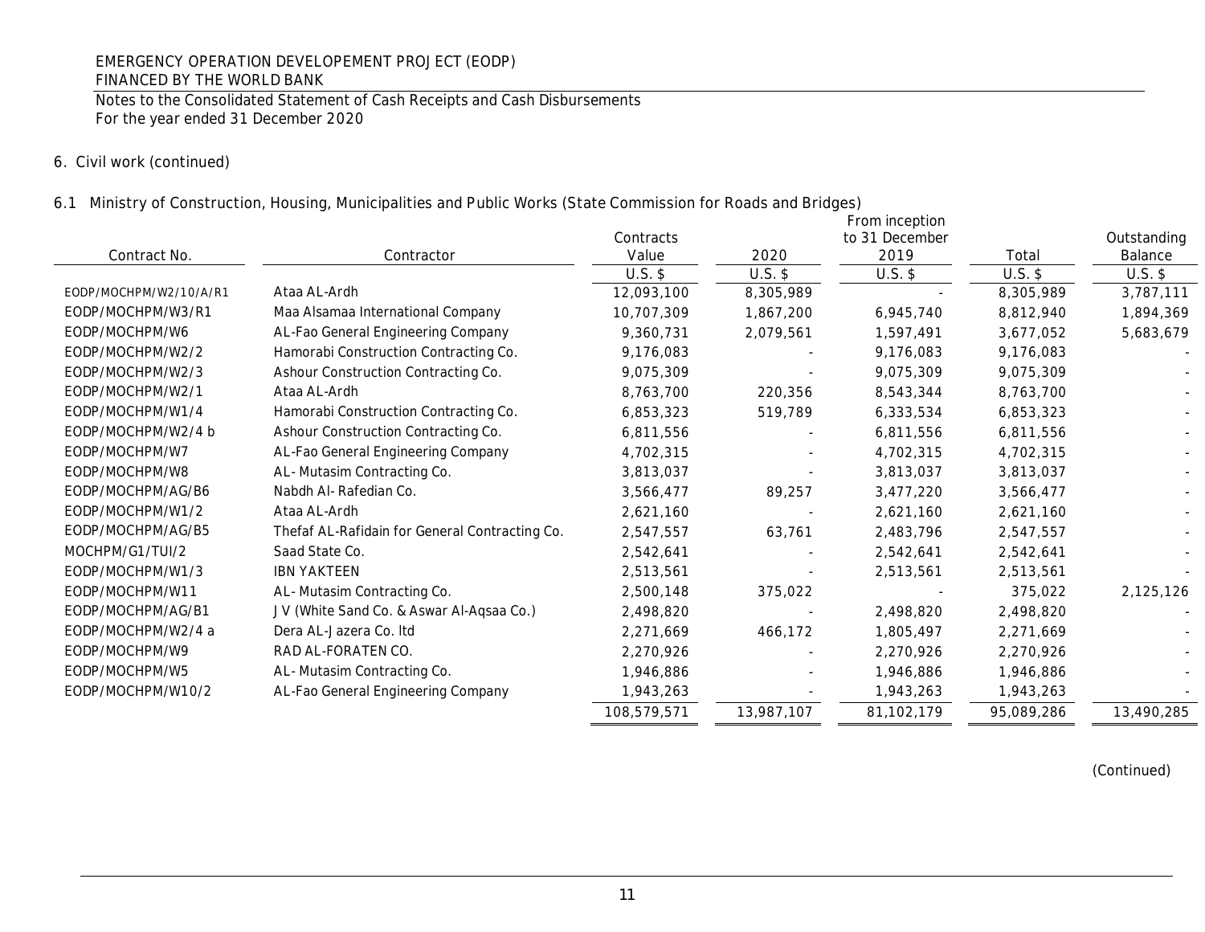EMERGENCY OPERATION DEVELOPEMENT PROJECT (EODP)
FINANCED BY THE WORLD BANK

Notes to the Consolidated Statement of Cash Receipts and Cash Disbursements
For the year ended 31 December 2020

## 6. Civil work (continued)

### 6.1 Ministry of Construction, Housing, Municipalities and Public Works (State Commission for Roads and Bridges)

| Contract No. | Contractor | Contracts Value | 2020 | From inception to 31 December 2019 | Total | Outstanding Balance |
|---|---|---|---|---|---|---|
| | | U.S. $ | U.S. $ | U.S. $ | U.S. $ | U.S. $ |
| EODP/MOCHPM/W2/10/A/R1 | Ataa AL-Ardh | 12,093,100 | 8,305,989 | - | 8,305,989 | 3,787,111 |
| EODP/MOCHPM/W3/R1 | Maa Alsamaa International Company | 10,707,309 | 1,867,200 | 6,945,740 | 8,812,940 | 1,894,369 |
| EODP/MOCHPM/W6 | AL-Fao General Engineering Company | 9,360,731 | 2,079,561 | 1,597,491 | 3,677,052 | 5,683,679 |
| EODP/MOCHPM/W2/2 | Hamorabi Construction Contracting Co. | 9,176,083 | - | 9,176,083 | 9,176,083 | - |
| EODP/MOCHPM/W2/3 | Ashour Construction Contracting Co. | 9,075,309 | - | 9,075,309 | 9,075,309 | - |
| EODP/MOCHPM/W2/1 | Ataa AL-Ardh | 8,763,700 | 220,356 | 8,543,344 | 8,763,700 | - |
| EODP/MOCHPM/W1/4 | Hamorabi Construction Contracting Co. | 6,853,323 | 519,789 | 6,333,534 | 6,853,323 | - |
| EODP/MOCHPM/W2/4 b | Ashour Construction Contracting Co. | 6,811,556 | - | 6,811,556 | 6,811,556 | - |
| EODP/MOCHPM/W7 | AL-Fao General Engineering Company | 4,702,315 | - | 4,702,315 | 4,702,315 | - |
| EODP/MOCHPM/W8 | AL- Mutasim Contracting Co. | 3,813,037 | - | 3,813,037 | 3,813,037 | - |
| EODP/MOCHPM/AG/B6 | Nabdh Al- Rafedian Co. | 3,566,477 | 89,257 | 3,477,220 | 3,566,477 | - |
| EODP/MOCHPM/W1/2 | Ataa AL-Ardh | 2,621,160 | - | 2,621,160 | 2,621,160 | - |
| EODP/MOCHPM/AG/B5 | Thefaf AL-Rafidain for General Contracting Co. | 2,547,557 | 63,761 | 2,483,796 | 2,547,557 | - |
| MOCHPM/G1/TUI/2 | Saad State Co. | 2,542,641 | - | 2,542,641 | 2,542,641 | - |
| EODP/MOCHPM/W1/3 | IBN YAKTEEN | 2,513,561 | - | 2,513,561 | 2,513,561 | - |
| EODP/MOCHPM/W11 | AL- Mutasim Contracting Co. | 2,500,148 | 375,022 | - | 375,022 | 2,125,126 |
| EODP/MOCHPM/AG/B1 | J V (White Sand Co. & Aswar Al-Aqsaa Co.) | 2,498,820 | - | 2,498,820 | 2,498,820 | - |
| EODP/MOCHPM/W2/4 a | Dera AL-Jazera Co. ltd | 2,271,669 | 466,172 | 1,805,497 | 2,271,669 | - |
| EODP/MOCHPM/W9 | RAD AL-FORATEN CO. | 2,270,926 | - | 2,270,926 | 2,270,926 | - |
| EODP/MOCHPM/W5 | AL- Mutasim Contracting Co. | 1,946,886 | - | 1,946,886 | 1,946,886 | - |
| EODP/MOCHPM/W10/2 | AL-Fao General Engineering Company | 1,943,263 | - | 1,943,263 | 1,943,263 | - |
| | | 108,579,571 | 13,987,107 | 81,102,179 | 95,089,286 | 13,490,285 |

(Continued)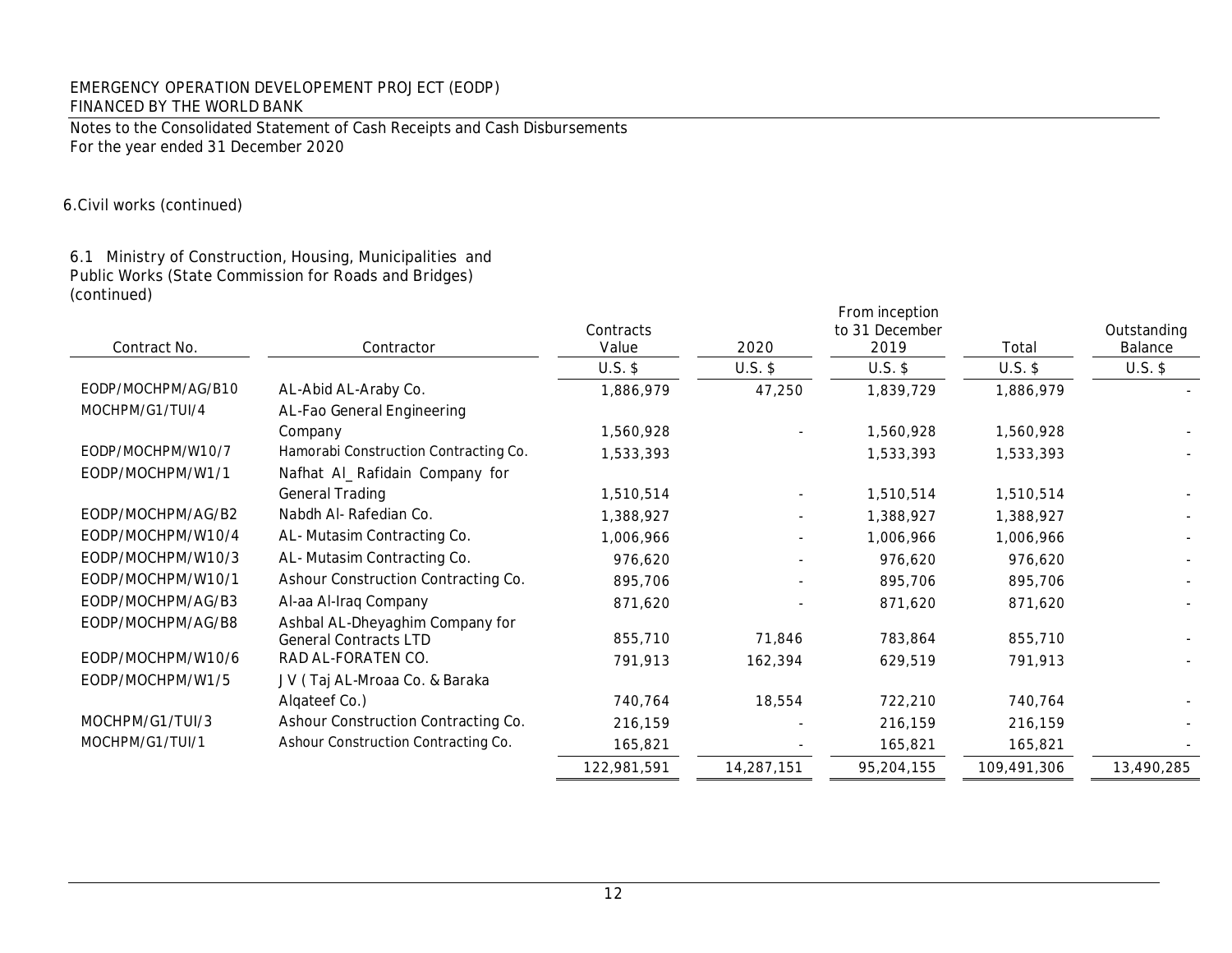EMERGENCY OPERATION DEVELOPEMENT PROJECT (EODP)
FINANCED BY THE WORLD BANK

Notes to the Consolidated Statement of Cash Receipts and Cash Disbursements
For the year ended 31 December 2020

6. Civil works (continued)

6.1 Ministry of Construction, Housing, Municipalities and Public Works (State Commission for Roads and Bridges) (continued)

| Contract No. | Contractor | Contracts Value | 2020 | From inception to 31 December 2019 | Total | Outstanding Balance |
|---|---|---|---|---|---|---|
| | | U.S. $ | U.S. $ | U.S. $ | U.S. $ | U.S. $ |
| EODP/MOCHPM/AG/B10 | AL-Abid AL-Araby Co. | 1,886,979 | 47,250 | 1,839,729 | 1,886,979 | - |
| MOCHPM/G1/TUI/4 | AL-Fao General Engineering Company | 1,560,928 | - | 1,560,928 | 1,560,928 | - |
| EODP/MOCHPM/W10/7 | Hamorabi Construction Contracting Co. | 1,533,393 | | 1,533,393 | 1,533,393 | - |
| EODP/MOCHPM/W1/1 | Nafhat Al_ Rafidain Company for General Trading | 1,510,514 | - | 1,510,514 | 1,510,514 | - |
| EODP/MOCHPM/AG/B2 | Nabdh Al- Rafedian Co. | 1,388,927 | - | 1,388,927 | 1,388,927 | - |
| EODP/MOCHPM/W10/4 | AL- Mutasim Contracting Co. | 1,006,966 | - | 1,006,966 | 1,006,966 | - |
| EODP/MOCHPM/W10/3 | AL- Mutasim Contracting Co. | 976,620 | - | 976,620 | 976,620 | - |
| EODP/MOCHPM/W10/1 | Ashour Construction Contracting Co. | 895,706 | - | 895,706 | 895,706 | - |
| EODP/MOCHPM/AG/B3 | Al-aa Al-Iraq Company | 871,620 | - | 871,620 | 871,620 | - |
| EODP/MOCHPM/AG/B8 | Ashbal AL-Dheyaghim Company for General Contracts LTD | 855,710 | 71,846 | 783,864 | 855,710 | - |
| EODP/MOCHPM/W10/6 | RAD AL-FORATEN CO. | 791,913 | 162,394 | 629,519 | 791,913 | - |
| EODP/MOCHPM/W1/5 | J V ( Taj AL-Mroaa Co. & Baraka Alqateef Co.) | 740,764 | 18,554 | 722,210 | 740,764 | - |
| MOCHPM/G1/TUI/3 | Ashour Construction Contracting Co. | 216,159 | - | 216,159 | 216,159 | - |
| MOCHPM/G1/TUI/1 | Ashour Construction Contracting Co. | 165,821 | - | 165,821 | 165,821 | - |
| | | 122,981,591 | 14,287,151 | 95,204,155 | 109,491,306 | 13,490,285 |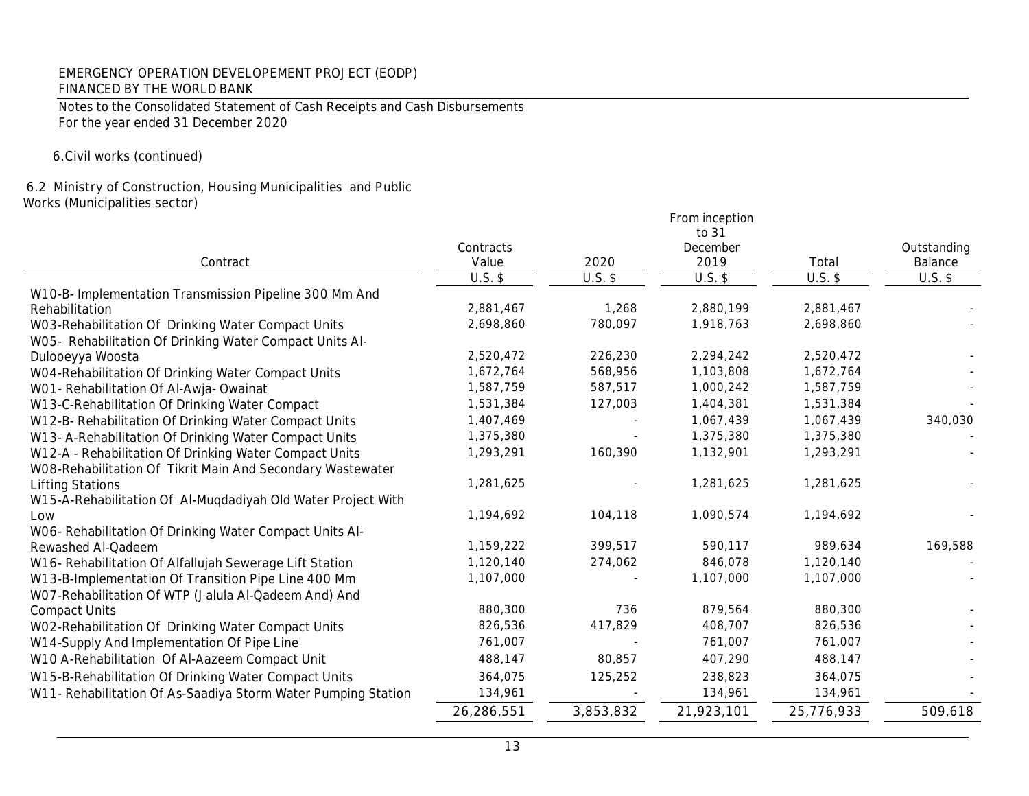EMERGENCY OPERATION DEVELOPEMENT PROJECT (EODP)
FINANCED BY THE WORLD BANK

Notes to the Consolidated Statement of Cash Receipts and Cash Disbursements
For the year ended 31 December 2020

6.Civil works (continued)

6.2 Ministry of Construction, Housing Municipalities and Public Works (Municipalities sector)

| Contract | Contracts Value | 2020 | From inception to 31 December 2019 | Total | Outstanding Balance |
|---|---|---|---|---|---|
| | U.S. $ | U.S. $ | U.S. $ | U.S. $ | U.S. $ |
| W10-B- Implementation Transmission Pipeline 300 Mm And Rehabilitation | 2,881,467 | 1,268 | 2,880,199 | 2,881,467 | - |
| W03-Rehabilitation Of Drinking Water Compact Units | 2,698,860 | 780,097 | 1,918,763 | 2,698,860 | - |
| W05- Rehabilitation Of Drinking Water Compact Units Al-Dulooeyya Woosta | 2,520,472 | 226,230 | 2,294,242 | 2,520,472 | - |
| W04-Rehabilitation Of Drinking Water Compact Units | 1,672,764 | 568,956 | 1,103,808 | 1,672,764 | - |
| W01- Rehabilitation Of Al-Awja- Owainat | 1,587,759 | 587,517 | 1,000,242 | 1,587,759 | - |
| W13-C-Rehabilitation Of Drinking Water Compact | 1,531,384 | 127,003 | 1,404,381 | 1,531,384 | - |
| W12-B- Rehabilitation Of Drinking Water Compact Units | 1,407,469 | - | 1,067,439 | 1,067,439 | 340,030 |
| W13- A-Rehabilitation Of Drinking Water Compact Units | 1,375,380 | - | 1,375,380 | 1,375,380 | - |
| W12-A - Rehabilitation Of Drinking Water Compact Units | 1,293,291 | 160,390 | 1,132,901 | 1,293,291 | - |
| W08-Rehabilitation Of Tikrit Main And Secondary Wastewater Lifting Stations | 1,281,625 | - | 1,281,625 | 1,281,625 | - |
| W15-A-Rehabilitation Of Al-Muqdadiyah Old Water Project With Low | 1,194,692 | 104,118 | 1,090,574 | 1,194,692 | - |
| W06- Rehabilitation Of Drinking Water Compact Units Al-Rewashed Al-Qadeem | 1,159,222 | 399,517 | 590,117 | 989,634 | 169,588 |
| W16- Rehabilitation Of Alfallujah Sewerage Lift Station | 1,120,140 | 274,062 | 846,078 | 1,120,140 | - |
| W13-B-Implementation Of Transition Pipe Line 400 Mm | 1,107,000 | - | 1,107,000 | 1,107,000 | - |
| W07-Rehabilitation Of WTP (Jalula Al-Qadeem And) And Compact Units | 880,300 | 736 | 879,564 | 880,300 | - |
| W02-Rehabilitation Of Drinking Water Compact Units | 826,536 | 417,829 | 408,707 | 826,536 | - |
| W14-Supply And Implementation Of Pipe Line | 761,007 | - | 761,007 | 761,007 | - |
| W10 A-Rehabilitation Of Al-Aazeem Compact Unit | 488,147 | 80,857 | 407,290 | 488,147 | - |
| W15-B-Rehabilitation Of Drinking Water Compact Units | 364,075 | 125,252 | 238,823 | 364,075 | - |
| W11- Rehabilitation Of As-Saadiya Storm Water Pumping Station | 134,961 | - | 134,961 | 134,961 | - |
| | 26,286,551 | 3,853,832 | 21,923,101 | 25,776,933 | 509,618 |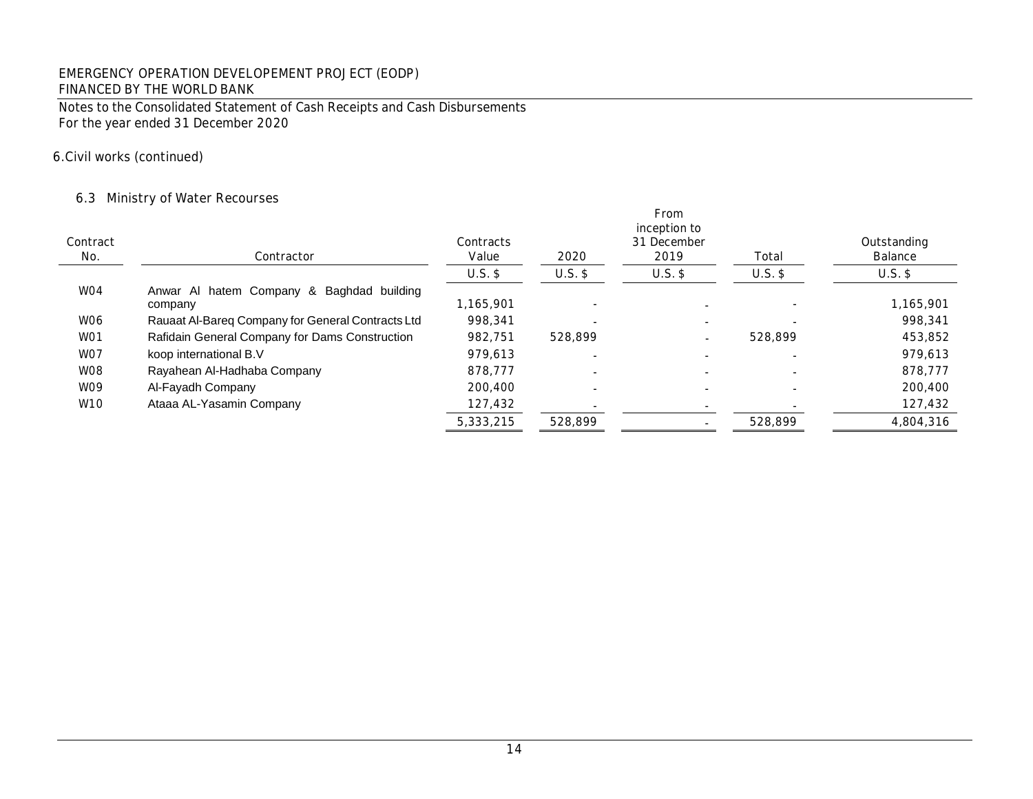EMERGENCY OPERATION DEVELOPEMENT PROJECT (EODP)
FINANCED BY THE WORLD BANK

Notes to the Consolidated Statement of Cash Receipts and Cash Disbursements
For the year ended 31 December 2020

## 6. Civil works (continued)

### 6.3 Ministry of Water Recourses

| Contract No. | Contractor | Contracts Value | 2020 | From inception to 31 December 2019 | Total | Outstanding Balance |
|---|---|---|---|---|---|---|
| | | U.S. $ | U.S. $ | U.S. $ | U.S. $ | U.S. $ |
| W04 | Anwar Al hatem Company & Baghdad building company | 1,165,901 | - | - | - | 1,165,901 |
| W06 | Rauaat Al-Bareq Company for General Contracts Ltd | 998,341 | - | - | - | 998,341 |
| W01 | Rafidain General Company for Dams Construction | 982,751 | 528,899 | - | 528,899 | 453,852 |
| W07 | koop international B.V | 979,613 | - | - | - | 979,613 |
| W08 | Rayahean Al-Hadhaba Company | 878,777 | - | - | - | 878,777 |
| W09 | Al-Fayadh Company | 200,400 | - | - | - | 200,400 |
| W10 | Ataaa AL-Yasamin Company | 127,432 | - | - | - | 127,432 |
| | | 5,333,215 | 528,899 | - | 528,899 | 4,804,316 |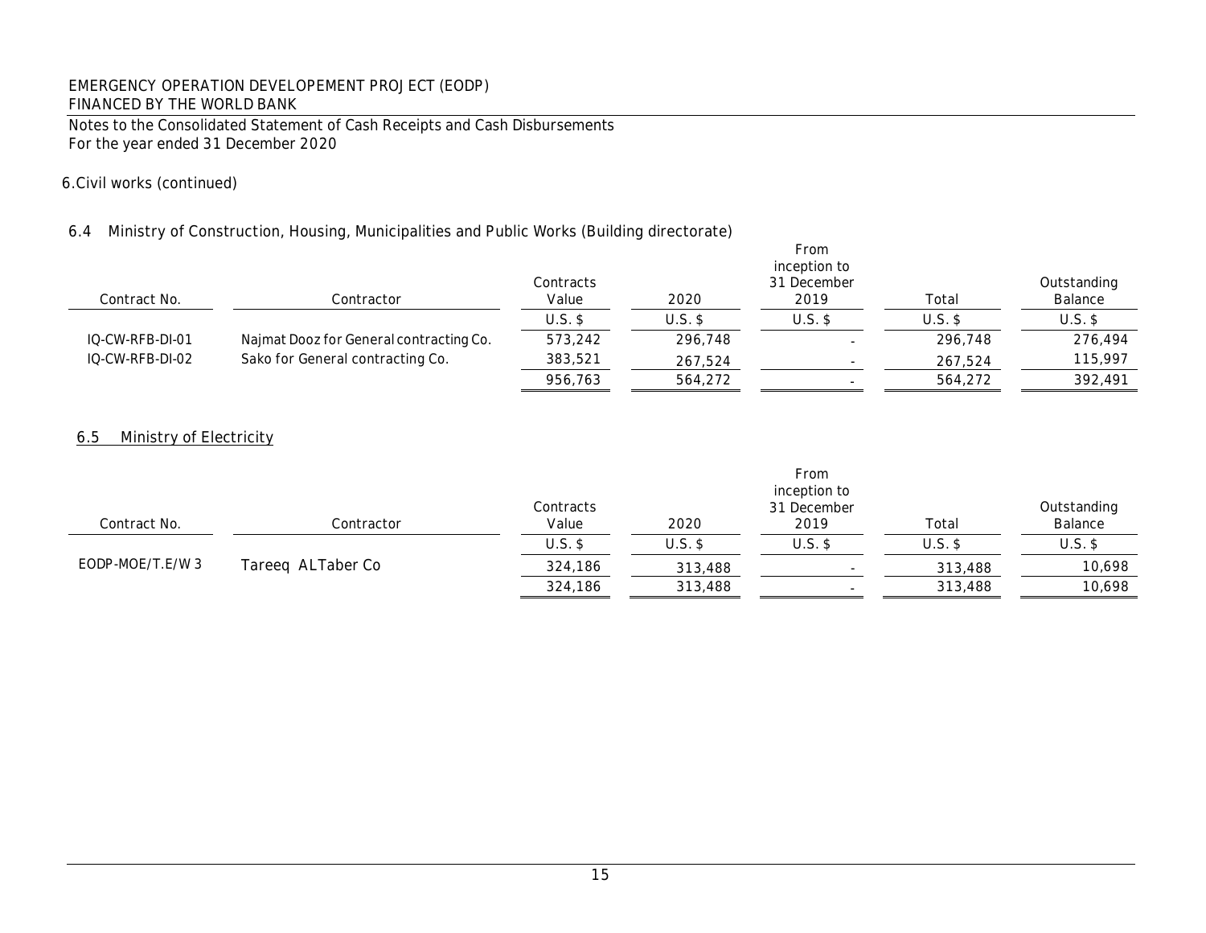EMERGENCY OPERATION DEVELOPEMENT PROJECT (EODP)
FINANCED BY THE WORLD BANK

Notes to the Consolidated Statement of Cash Receipts and Cash Disbursements
For the year ended 31 December 2020

6.Civil works (continued)

6.4 Ministry of Construction, Housing, Municipalities and Public Works (Building directorate)

| Contract No. | Contractor | Contracts Value | 2020 | From inception to 31 December 2019 | Total | Outstanding Balance |
|---|---|---|---|---|---|---|
| | | U.S. $ | U.S. $ | U.S. $ | U.S. $ | U.S. $ |
| IQ-CW-RFB-DI-01 | Najmat Dooz for General contracting Co. | 573,242 | 296,748 | - | 296,748 | 276,494 |
| IQ-CW-RFB-DI-02 | Sako for General contracting Co. | 383,521 | 267,524 | - | 267,524 | 115,997 |
| | | 956,763 | 564,272 | - | 564,272 | 392,491 |

6.5 Ministry of Electricity

| Contract No. | Contractor | Contracts Value | 2020 | From inception to 31 December 2019 | Total | Outstanding Balance |
|---|---|---|---|---|---|---|
| | | U.S. $ | U.S. $ | U.S. $ | U.S. $ | U.S. $ |
| EODP-MOE/T.E/W 3 | Tareeq ALTaber Co | 324,186 | 313,488 | - | 313,488 | 10,698 |
| | | 324,186 | 313,488 | - | 313,488 | 10,698 |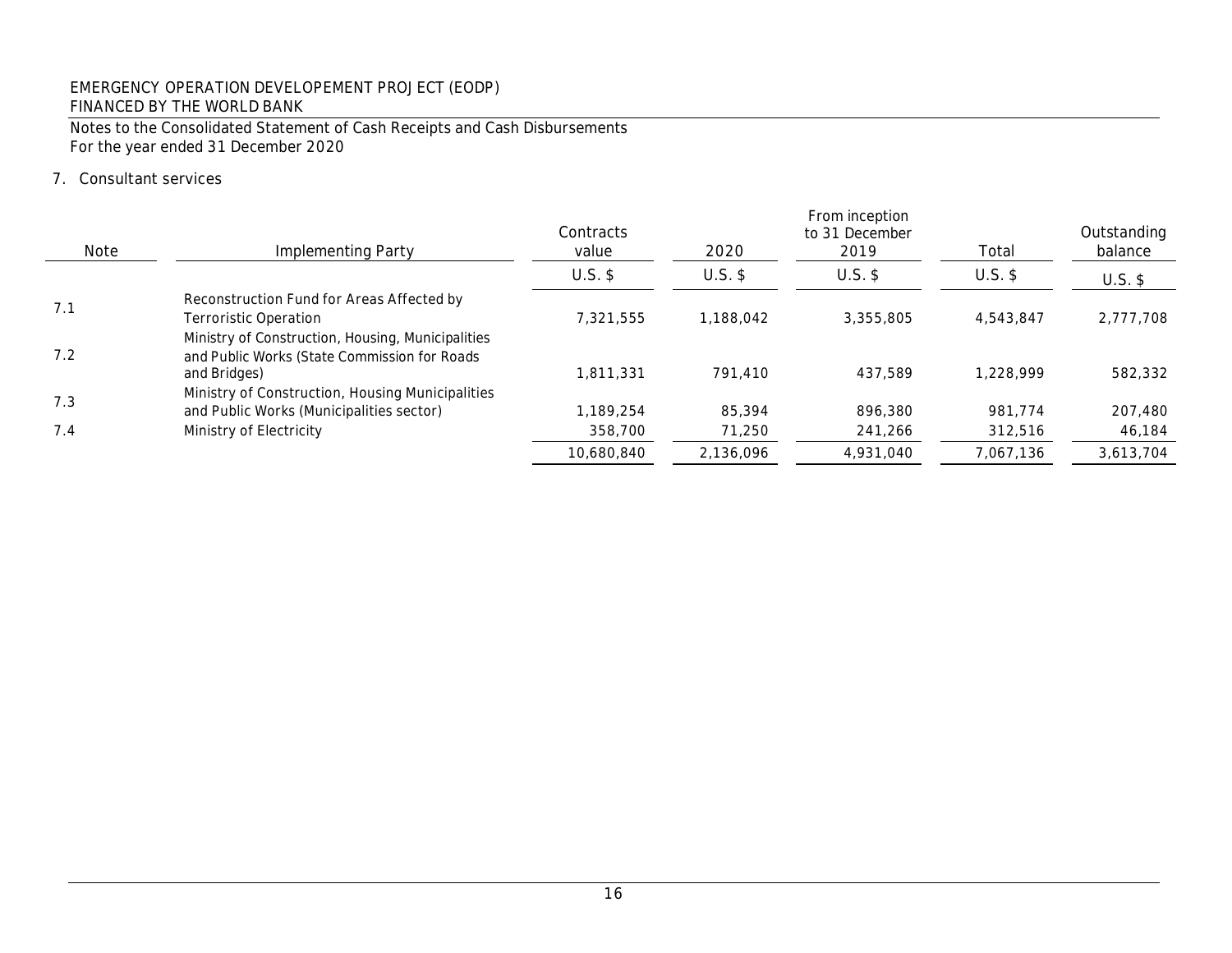EMERGENCY OPERATION DEVELOPEMENT PROJECT (EODP)
FINANCED BY THE WORLD BANK

Notes to the Consolidated Statement of Cash Receipts and Cash Disbursements
For the year ended 31 December 2020

7. Consultant services

| Note | Implementing Party | Contracts value | 2020 | From inception to 31 December 2019 | Total | Outstanding balance |
|---|---|---|---|---|---|---|
| | | U.S. $ | U.S. $ | U.S. $ | U.S. $ | U.S. $ |
| 7.1 | Reconstruction Fund for Areas Affected by Terroristic Operation | 7,321,555 | 1,188,042 | 3,355,805 | 4,543,847 | 2,777,708 |
| 7.2 | Ministry of Construction, Housing, Municipalities and Public Works (State Commission for Roads and Bridges) | 1,811,331 | 791,410 | 437,589 | 1,228,999 | 582,332 |
| 7.3 | Ministry of Construction, Housing Municipalities and Public Works (Municipalities sector) | 1,189,254 | 85,394 | 896,380 | 981,774 | 207,480 |
| 7.4 | Ministry of Electricity | 358,700 | 71,250 | 241,266 | 312,516 | 46,184 |
| | | 10,680,840 | 2,136,096 | 4,931,040 | 7,067,136 | 3,613,704 |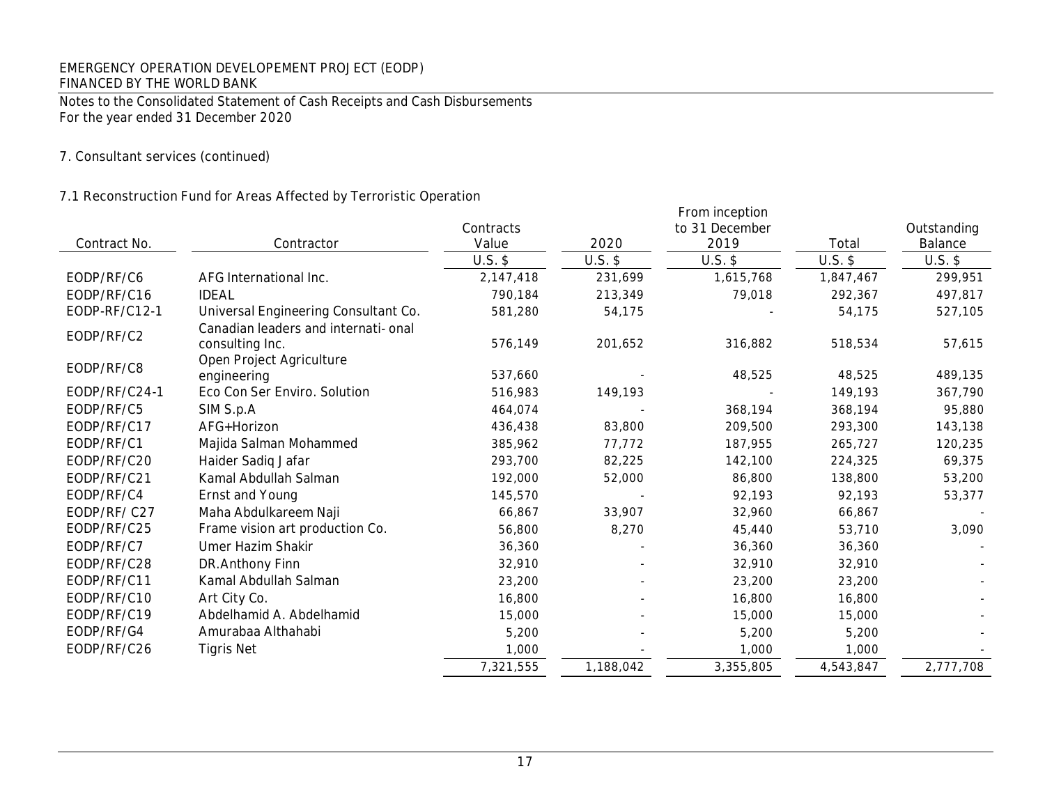EMERGENCY OPERATION DEVELOPEMENT PROJECT (EODP)
FINANCED BY THE WORLD BANK

Notes to the Consolidated Statement of Cash Receipts and Cash Disbursements
For the year ended 31 December 2020

## 7. Consultant services (continued)

### 7.1 Reconstruction Fund for Areas Affected by Terroristic Operation

| Contract No. | Contractor | Contracts Value | 2020 | From inception to 31 December 2019 | Total | Outstanding Balance |
|---|---|---|---|---|---|---|
| | | U.S. $ | U.S. $ | U.S. $ | U.S. $ | U.S. $ |
| EODP/RF/C6 | AFG International Inc. | 2,147,418 | 231,699 | 1,615,768 | 1,847,467 | 299,951 |
| EODP/RF/C16 | IDEAL | 790,184 | 213,349 | 79,018 | 292,367 | 497,817 |
| EODP-RF/C12-1 | Universal Engineering Consultant Co. | 581,280 | 54,175 | - | 54,175 | 527,105 |
| EODP/RF/C2 | Canadian leaders and internati- onal consulting Inc. | 576,149 | 201,652 | 316,882 | 518,534 | 57,615 |
| EODP/RF/C8 | Open Project Agriculture engineering | 537,660 | - | 48,525 | 48,525 | 489,135 |
| EODP/RF/C24-1 | Eco Con Ser Enviro. Solution | 516,983 | 149,193 | - | 149,193 | 367,790 |
| EODP/RF/C5 | SIM S.p.A | 464,074 | - | 368,194 | 368,194 | 95,880 |
| EODP/RF/C17 | AFG+Horizon | 436,438 | 83,800 | 209,500 | 293,300 | 143,138 |
| EODP/RF/C1 | Majida Salman Mohammed | 385,962 | 77,772 | 187,955 | 265,727 | 120,235 |
| EODP/RF/C20 | Haider Sadiq Jafar | 293,700 | 82,225 | 142,100 | 224,325 | 69,375 |
| EODP/RF/C21 | Kamal Abdullah Salman | 192,000 | 52,000 | 86,800 | 138,800 | 53,200 |
| EODP/RF/C4 | Ernst and Young | 145,570 | - | 92,193 | 92,193 | 53,377 |
| EODP/RF/ C27 | Maha Abdulkareem Naji | 66,867 | 33,907 | 32,960 | 66,867 | - |
| EODP/RF/C25 | Frame vision art production Co. | 56,800 | 8,270 | 45,440 | 53,710 | 3,090 |
| EODP/RF/C7 | Umer Hazim Shakir | 36,360 | - | 36,360 | 36,360 | - |
| EODP/RF/C28 | DR.Anthony Finn | 32,910 | - | 32,910 | 32,910 | - |
| EODP/RF/C11 | Kamal Abdullah Salman | 23,200 | - | 23,200 | 23,200 | - |
| EODP/RF/C10 | Art City Co. | 16,800 | - | 16,800 | 16,800 | - |
| EODP/RF/C19 | Abdelhamid A. Abdelhamid | 15,000 | - | 15,000 | 15,000 | - |
| EODP/RF/G4 | Amurabaa Althahabi | 5,200 | - | 5,200 | 5,200 | - |
| EODP/RF/C26 | Tigris Net | 1,000 | - | 1,000 | 1,000 | - |
| | | 7,321,555 | 1,188,042 | 3,355,805 | 4,543,847 | 2,777,708 |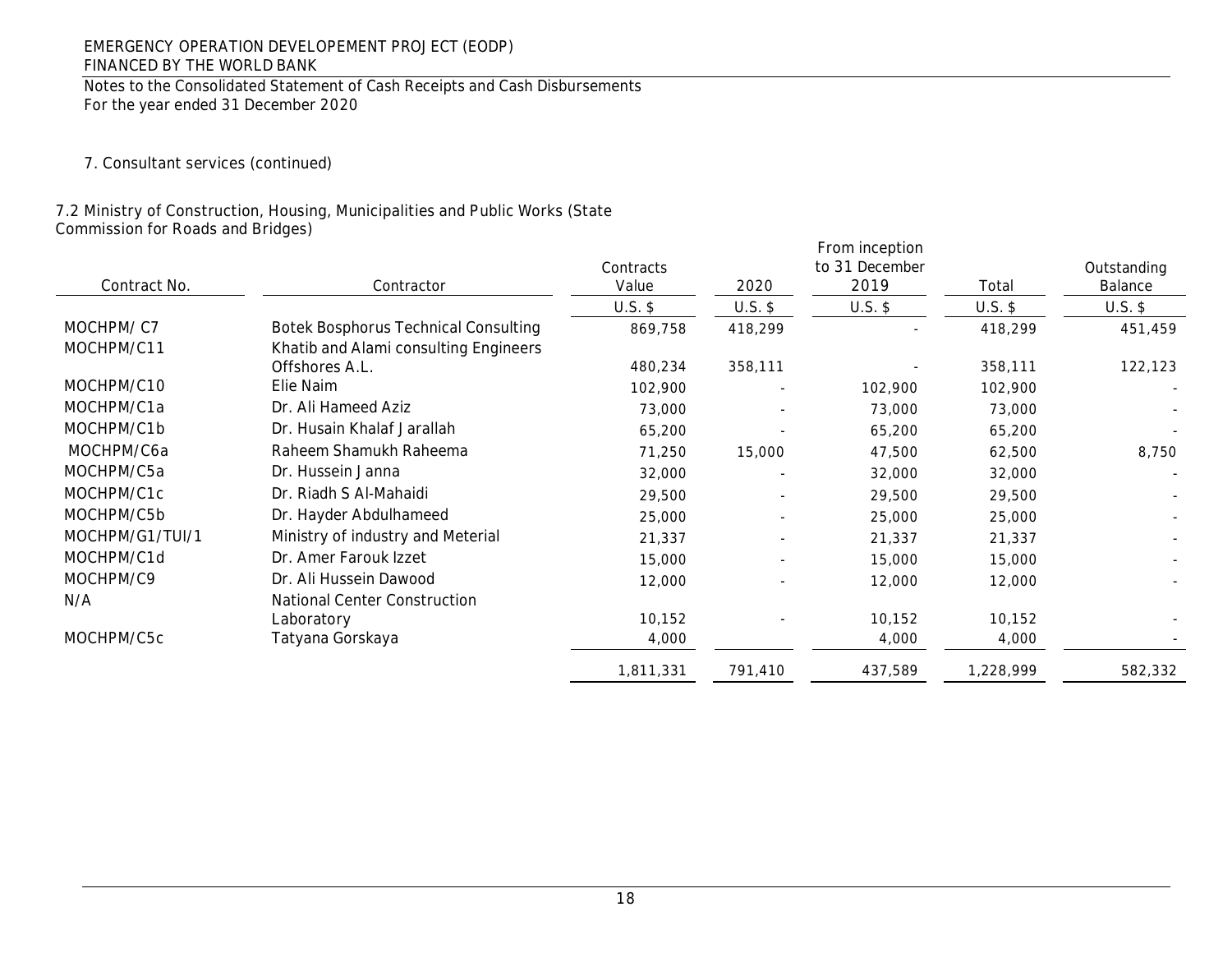7. Consultant services (continued)

7.2 Ministry of Construction, Housing, Municipalities and Public Works (State Commission for Roads and Bridges)

| Contract No. | Contractor | Contracts Value | 2020 | From inception to 31 December 2019 | Total | Outstanding Balance |
|---|---|---|---|---|---|---|
| | | U.S. $ | U.S. $ | U.S. $ | U.S. $ | U.S. $ |
| MOCHPM/ C7 | Botek Bosphorus Technical Consulting | 869,758 | 418,299 | - | 418,299 | 451,459 |
| MOCHPM/C11 | Khatib and Alami consulting Engineers Offshores A.L. | 480,234 | 358,111 | - | 358,111 | 122,123 |
| MOCHPM/C10 | Elie Naim | 102,900 | - | 102,900 | 102,900 | - |
| MOCHPM/C1a | Dr. Ali Hameed Aziz | 73,000 | - | 73,000 | 73,000 | - |
| MOCHPM/C1b | Dr. Husain Khalaf Jarallah | 65,200 | - | 65,200 | 65,200 | - |
| MOCHPM/C6a | Raheem Shamukh Raheema | 71,250 | 15,000 | 47,500 | 62,500 | 8,750 |
| MOCHPM/C5a | Dr. Hussein Janna | 32,000 | - | 32,000 | 32,000 | - |
| MOCHPM/C1c | Dr. Riadh S Al-Mahaidi | 29,500 | - | 29,500 | 29,500 | - |
| MOCHPM/C5b | Dr. Hayder Abdulhameed | 25,000 | - | 25,000 | 25,000 | - |
| MOCHPM/G1/TUI/1 | Ministry of industry and Meterial | 21,337 | - | 21,337 | 21,337 | - |
| MOCHPM/C1d | Dr. Amer Farouk Izzet | 15,000 | - | 15,000 | 15,000 | - |
| MOCHPM/C9 | Dr. Ali Hussein Dawood | 12,000 | - | 12,000 | 12,000 | - |
| N/A | National Center Construction Laboratory | 10,152 | - | 10,152 | 10,152 | - |
| MOCHPM/C5c | Tatyana Gorskaya | 4,000 | | 4,000 | 4,000 | - |
| | | 1,811,331 | 791,410 | 437,589 | 1,228,999 | 582,332 |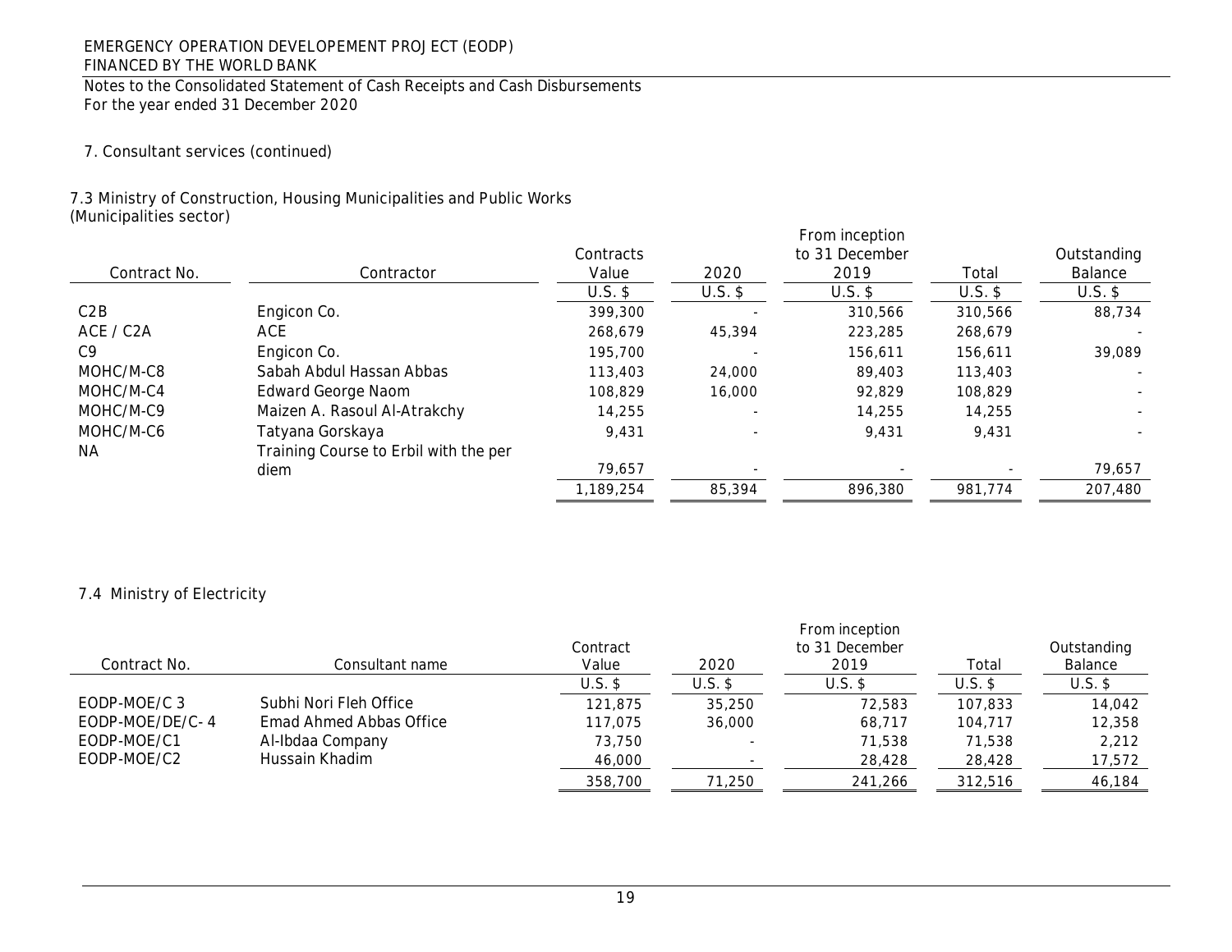EMERGENCY OPERATION DEVELEOPEMENT PROJ ECT (EODP)
FINANCED BY THE WORLD BANK

Notes to the Consolidated Statement of Cash Receipts and Cash Disbursements
For the year ended 31 December 2020

7. Consultant services (continued)

7.3 Ministry of Construction, Housing Municipalities and Public Works (Municipalities sector)

| Contract No. | Contractor | Contracts Value | 2020 | From inception to 31 December 2019 | Total | Outstanding Balance |
|---|---|---|---|---|---|---|
| | | U.S. $ | U.S. $ | U.S. $ | U.S. $ | U.S. $ |
| C2B | Engicon Co. | 399,300 | - | 310,566 | 310,566 | 88,734 |
| ACE / C2A | ACE | 268,679 | 45,394 | 223,285 | 268,679 | - |
| C9 | Engicon Co. | 195,700 | - | 156,611 | 156,611 | 39,089 |
| MOHC/M-C8 | Sabah Abdul Hassan Abbas | 113,403 | 24,000 | 89,403 | 113,403 | - |
| MOHC/M-C4 | Edward George Naom | 108,829 | 16,000 | 92,829 | 108,829 | - |
| MOHC/M-C9 | Maizen A. Rasoul Al-Atrakchy | 14,255 | - | 14,255 | 14,255 | - |
| MOHC/M-C6 | Tatyana Gorskaya | 9,431 | - | 9,431 | 9,431 | - |
| NA | Training Course to Erbil with the per diem | 79,657 | - | - | - | 79,657 |
| | | 1,189,254 | 85,394 | 896,380 | 981,774 | 207,480 |

7.4 Ministry of Electricity

| Contract No. | Consultant name | Contract Value | 2020 | From inception to 31 December 2019 | Total | Outstanding Balance |
|---|---|---|---|---|---|---|
| | | U.S. $ | U.S. $ | U.S. $ | U.S. $ | U.S. $ |
| EODP-MOE/C 3 | Subhi Nori Fleh Office | 121,875 | 35,250 | 72,583 | 107,833 | 14,042 |
| EODP-MOE/DE/C- 4 | Emad Ahmed Abbas Office | 117,075 | 36,000 | 68,717 | 104,717 | 12,358 |
| EODP-MOE/C1 | Al-Ibdaa Company | 73,750 | - | 71,538 | 71,538 | 2,212 |
| EODP-MOE/C2 | Hussain Khadim | 46,000 | - | 28,428 | 28,428 | 17,572 |
| | | 358,700 | 71,250 | 241,266 | 312,516 | 46,184 |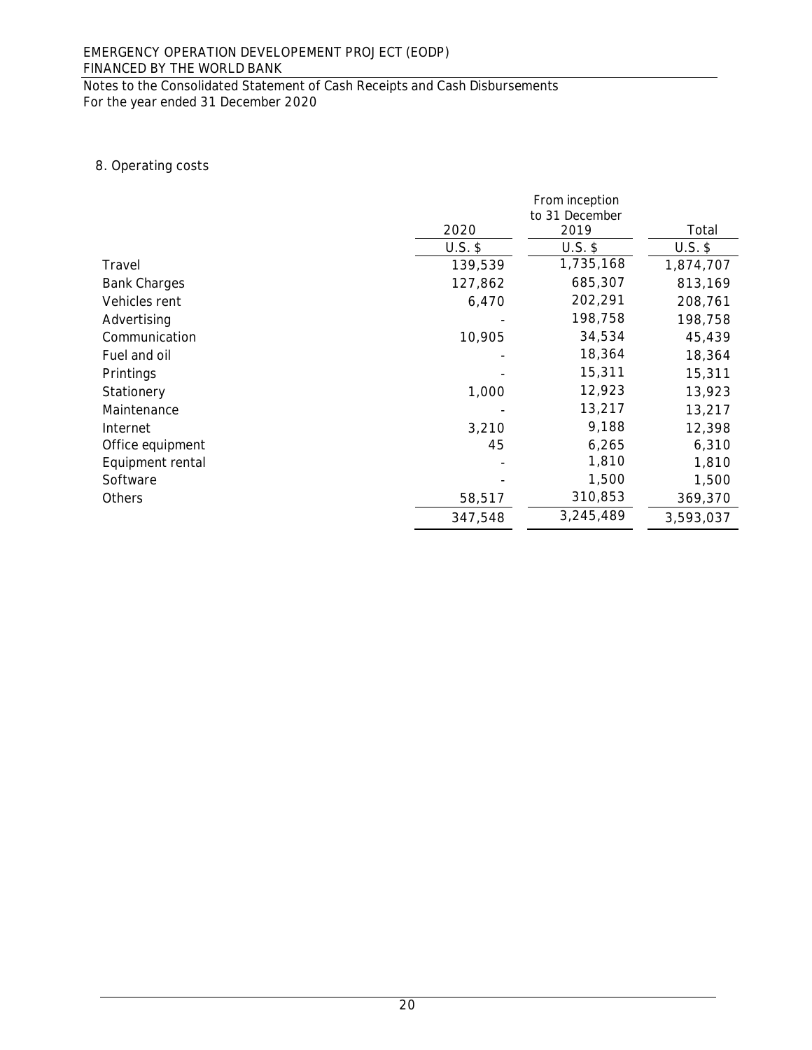EMERGENCY OPERATION DEVELOPEMENT PROJECT (EODP)
FINANCED BY THE WORLD BANK

Notes to the Consolidated Statement of Cash Receipts and Cash Disbursements
For the year ended 31 December 2020

## 8. Operating costs

| | 2020 | From inception to 31 December 2019 | Total |
|---|---|---|---|
| | U.S. $ | U.S. $ | U.S. $ |
| Travel | 139,539 | 1,735,168 | 1,874,707 |
| Bank Charges | 127,862 | 685,307 | 813,169 |
| Vehicles rent | 6,470 | 202,291 | 208,761 |
| Advertising | - | 198,758 | 198,758 |
| Communication | 10,905 | 34,534 | 45,439 |
| Fuel and oil | - | 18,364 | 18,364 |
| Printings | - | 15,311 | 15,311 |
| Stationery | 1,000 | 12,923 | 13,923 |
| Maintenance | - | 13,217 | 13,217 |
| Internet | 3,210 | 9,188 | 12,398 |
| Office equipment | 45 | 6,265 | 6,310 |
| Equipment rental | - | 1,810 | 1,810 |
| Software | - | 1,500 | 1,500 |
| Others | 58,517 | 310,853 | 369,370 |
| | 347,548 | 3,245,489 | 3,593,037 |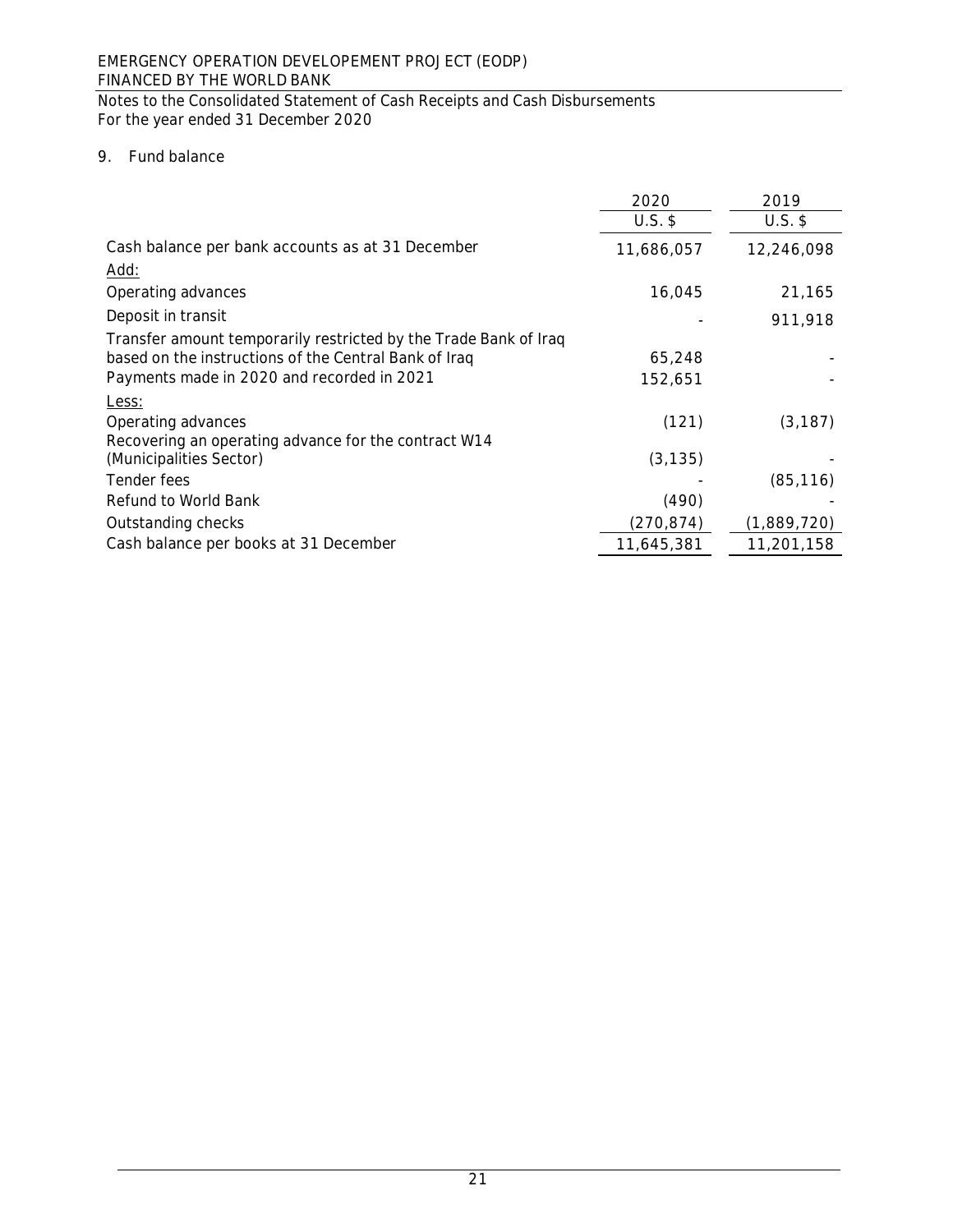EMERGENCY OPERATION DEVELOPEMENT PROJECT (EODP)
FINANCED BY THE WORLD BANK
Notes to the Consolidated Statement of Cash Receipts and Cash Disbursements
For the year ended 31 December 2020

9. Fund balance

| | 2020 | 2019 |
|---|---|---|
| | U.S. $ | U.S. $ |
| Cash balance per bank accounts as at 31 December | 11,686,057 | 12,246,098 |
| Add: | | |
| Operating advances | 16,045 | 21,165 |
| Deposit in transit | - | 911,918 |
| Transfer amount temporarily restricted by the Trade Bank of Iraq based on the instructions of the Central Bank of Iraq | 65,248 | - |
| Payments made in 2020 and recorded in 2021 | 152,651 | - |
| Less: | | |
| Operating advances | (121) | (3,187) |
| Recovering an operating advance for the contract W14 (Municipalities Sector) | (3,135) | - |
| Tender fees | - | (85,116) |
| Refund to World Bank | (490) | - |
| Outstanding checks | (270,874) | (1,889,720) |
| Cash balance per books at 31 December | 11,645,381 | 11,201,158 |